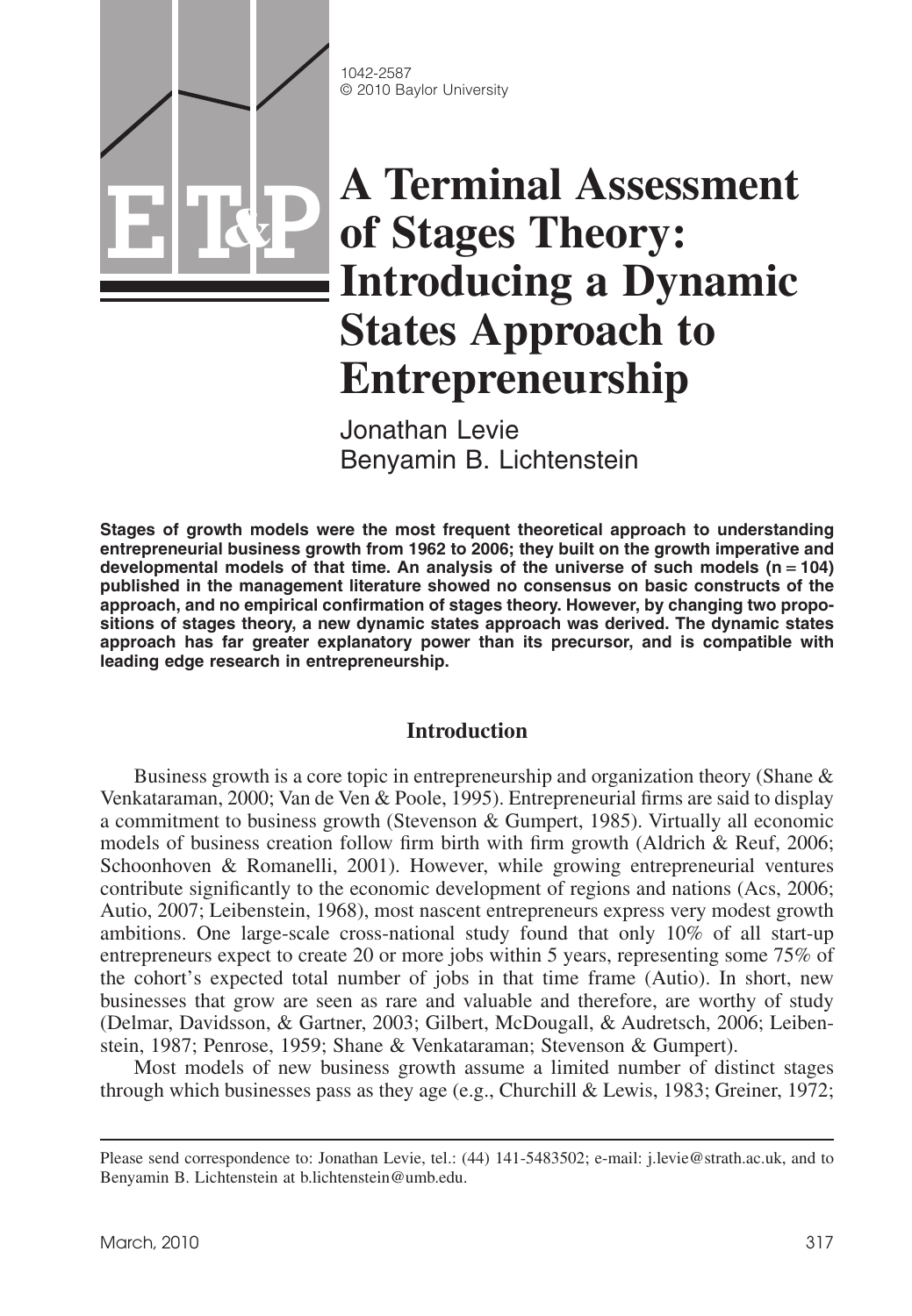1042-2587
© 2010 Baylor University

# A Terminal Assessment of Stages Theory: Introducing a Dynamic States Approach to Entrepreneurship

Jonathan Levie
Benyamin B. Lichtenstein

**Stages of growth models were the most frequent theoretical approach to understanding entrepreneurial business growth from 1962 to 2006; they built on the growth imperative and developmental models of that time. An analysis of the universe of such models (n = 104) published in the management literature showed no consensus on basic constructs of the approach, and no empirical confirmation of stages theory. However, by changing two propositions of stages theory, a new dynamic states approach was derived. The dynamic states approach has far greater explanatory power than its precursor, and is compatible with leading edge research in entrepreneurship.**

## Introduction

Business growth is a core topic in entrepreneurship and organization theory (Shane & Venkataraman, 2000; Van de Ven & Poole, 1995). Entrepreneurial firms are said to display a commitment to business growth (Stevenson & Gumpert, 1985). Virtually all economic models of business creation follow firm birth with firm growth (Aldrich & Reuf, 2006; Schoonhoven & Romanelli, 2001). However, while growing entrepreneurial ventures contribute significantly to the economic development of regions and nations (Acs, 2006; Autio, 2007; Leibenstein, 1968), most nascent entrepreneurs express very modest growth ambitions. One large-scale cross-national study found that only 10% of all start-up entrepreneurs expect to create 20 or more jobs within 5 years, representing some 75% of the cohort's expected total number of jobs in that time frame (Autio). In short, new businesses that grow are seen as rare and valuable and therefore, are worthy of study (Delmar, Davidsson, & Gartner, 2003; Gilbert, McDougall, & Audretsch, 2006; Leibenstein, 1987; Penrose, 1959; Shane & Venkataraman; Stevenson & Gumpert).

Most models of new business growth assume a limited number of distinct stages through which businesses pass as they age (e.g., Churchill & Lewis, 1983; Greiner, 1972;

Please send correspondence to: Jonathan Levie, tel.: (44) 141-5483502; e-mail: j.levie@strath.ac.uk, and to Benyamin B. Lichtenstein at b.lichtenstein@umb.edu.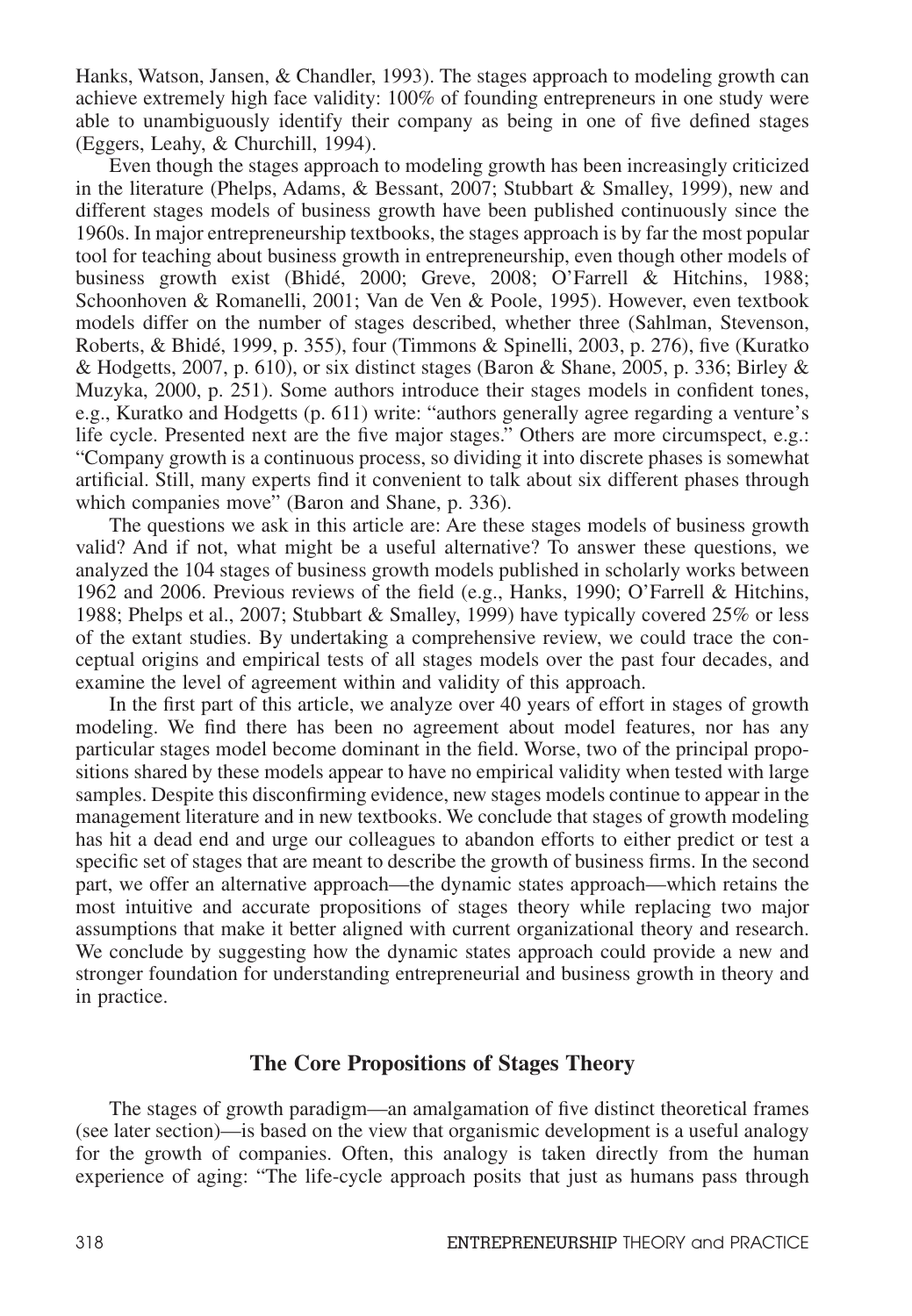Hanks, Watson, Jansen, & Chandler, 1993). The stages approach to modeling growth can achieve extremely high face validity: 100% of founding entrepreneurs in one study were able to unambiguously identify their company as being in one of five defined stages (Eggers, Leahy, & Churchill, 1994).

Even though the stages approach to modeling growth has been increasingly criticized in the literature (Phelps, Adams, & Bessant, 2007; Stubbart & Smalley, 1999), new and different stages models of business growth have been published continuously since the 1960s. In major entrepreneurship textbooks, the stages approach is by far the most popular tool for teaching about business growth in entrepreneurship, even though other models of business growth exist (Bhidé, 2000; Greve, 2008; O'Farrell & Hitchins, 1988; Schoonhoven & Romanelli, 2001; Van de Ven & Poole, 1995). However, even textbook models differ on the number of stages described, whether three (Sahlman, Stevenson, Roberts, & Bhidé, 1999, p. 355), four (Timmons & Spinelli, 2003, p. 276), five (Kuratko & Hodgetts, 2007, p. 610), or six distinct stages (Baron & Shane, 2005, p. 336; Birley & Muzyka, 2000, p. 251). Some authors introduce their stages models in confident tones, e.g., Kuratko and Hodgetts (p. 611) write: "authors generally agree regarding a venture's life cycle. Presented next are the five major stages." Others are more circumspect, e.g.: "Company growth is a continuous process, so dividing it into discrete phases is somewhat artificial. Still, many experts find it convenient to talk about six different phases through which companies move" (Baron and Shane, p. 336).

The questions we ask in this article are: Are these stages models of business growth valid? And if not, what might be a useful alternative? To answer these questions, we analyzed the 104 stages of business growth models published in scholarly works between 1962 and 2006. Previous reviews of the field (e.g., Hanks, 1990; O'Farrell & Hitchins, 1988; Phelps et al., 2007; Stubbart & Smalley, 1999) have typically covered 25% or less of the extant studies. By undertaking a comprehensive review, we could trace the conceptual origins and empirical tests of all stages models over the past four decades, and examine the level of agreement within and validity of this approach.

In the first part of this article, we analyze over 40 years of effort in stages of growth modeling. We find there has been no agreement about model features, nor has any particular stages model become dominant in the field. Worse, two of the principal propositions shared by these models appear to have no empirical validity when tested with large samples. Despite this disconfirming evidence, new stages models continue to appear in the management literature and in new textbooks. We conclude that stages of growth modeling has hit a dead end and urge our colleagues to abandon efforts to either predict or test a specific set of stages that are meant to describe the growth of business firms. In the second part, we offer an alternative approach—the dynamic states approach—which retains the most intuitive and accurate propositions of stages theory while replacing two major assumptions that make it better aligned with current organizational theory and research. We conclude by suggesting how the dynamic states approach could provide a new and stronger foundation for understanding entrepreneurial and business growth in theory and in practice.

## The Core Propositions of Stages Theory

The stages of growth paradigm—an amalgamation of five distinct theoretical frames (see later section)—is based on the view that organismic development is a useful analogy for the growth of companies. Often, this analogy is taken directly from the human experience of aging: "The life-cycle approach posits that just as humans pass through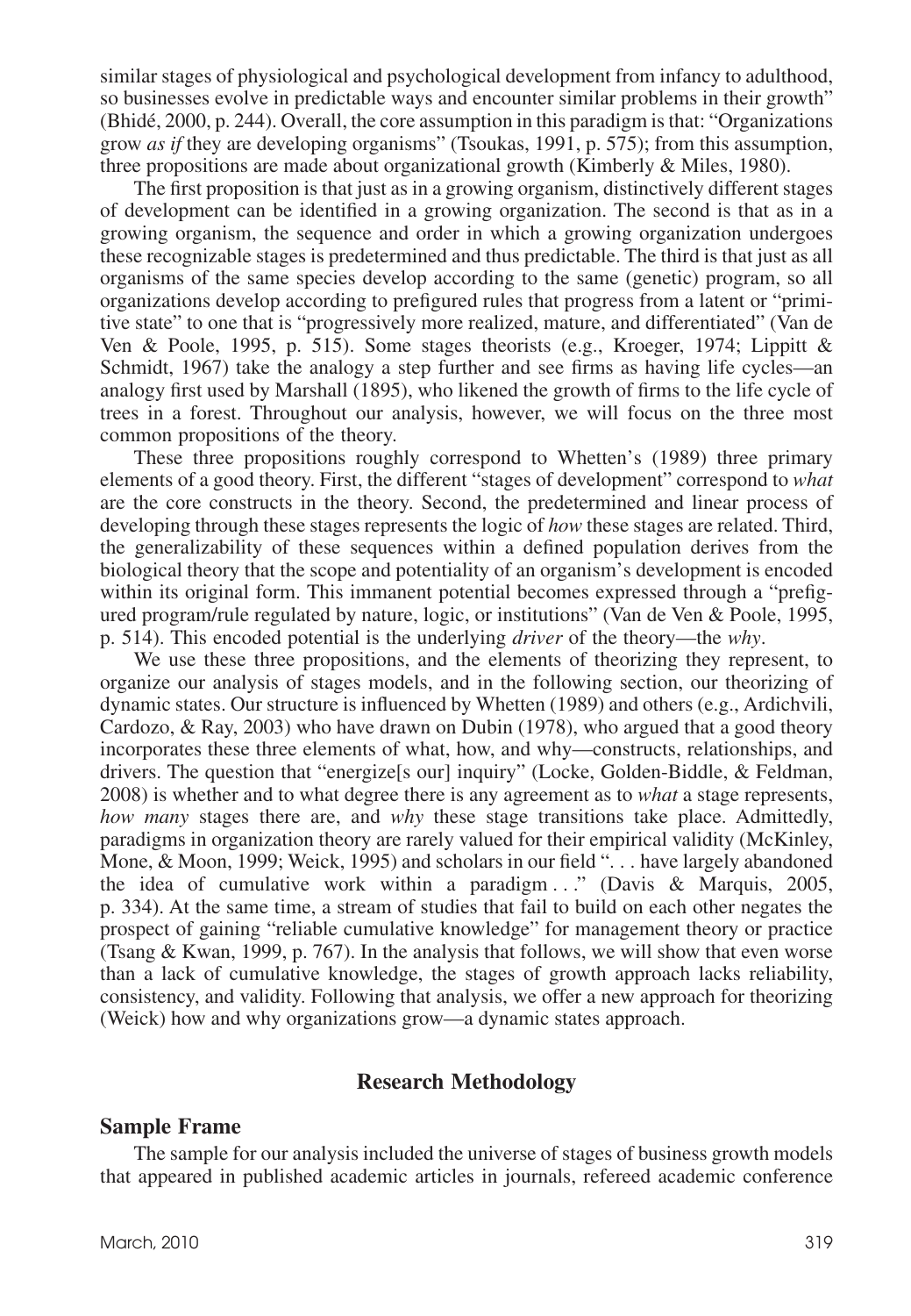similar stages of physiological and psychological development from infancy to adulthood, so businesses evolve in predictable ways and encounter similar problems in their growth" (Bhidé, 2000, p. 244). Overall, the core assumption in this paradigm is that: "Organizations grow *as if* they are developing organisms" (Tsoukas, 1991, p. 575); from this assumption, three propositions are made about organizational growth (Kimberly & Miles, 1980).

The first proposition is that just as in a growing organism, distinctively different stages of development can be identified in a growing organization. The second is that as in a growing organism, the sequence and order in which a growing organization undergoes these recognizable stages is predetermined and thus predictable. The third is that just as all organisms of the same species develop according to the same (genetic) program, so all organizations develop according to prefigured rules that progress from a latent or "primitive state" to one that is "progressively more realized, mature, and differentiated" (Van de Ven & Poole, 1995, p. 515). Some stages theorists (e.g., Kroeger, 1974; Lippitt & Schmidt, 1967) take the analogy a step further and see firms as having life cycles—an analogy first used by Marshall (1895), who likened the growth of firms to the life cycle of trees in a forest. Throughout our analysis, however, we will focus on the three most common propositions of the theory.

These three propositions roughly correspond to Whetten's (1989) three primary elements of a good theory. First, the different "stages of development" correspond to *what* are the core constructs in the theory. Second, the predetermined and linear process of developing through these stages represents the logic of *how* these stages are related. Third, the generalizability of these sequences within a defined population derives from the biological theory that the scope and potentiality of an organism's development is encoded within its original form. This immanent potential becomes expressed through a "prefigured program/rule regulated by nature, logic, or institutions" (Van de Ven & Poole, 1995, p. 514). This encoded potential is the underlying *driver* of the theory—the *why*.

We use these three propositions, and the elements of theorizing they represent, to organize our analysis of stages models, and in the following section, our theorizing of dynamic states. Our structure is influenced by Whetten (1989) and others (e.g., Ardichvili, Cardozo, & Ray, 2003) who have drawn on Dubin (1978), who argued that a good theory incorporates these three elements of what, how, and why—constructs, relationships, and drivers. The question that "energize[s our] inquiry" (Locke, Golden-Biddle, & Feldman, 2008) is whether and to what degree there is any agreement as to *what* a stage represents, *how many* stages there are, and *why* these stage transitions take place. Admittedly, paradigms in organization theory are rarely valued for their empirical validity (McKinley, Mone, & Moon, 1999; Weick, 1995) and scholars in our field ". . . have largely abandoned the idea of cumulative work within a paradigm . . ." (Davis & Marquis, 2005, p. 334). At the same time, a stream of studies that fail to build on each other negates the prospect of gaining "reliable cumulative knowledge" for management theory or practice (Tsang & Kwan, 1999, p. 767). In the analysis that follows, we will show that even worse than a lack of cumulative knowledge, the stages of growth approach lacks reliability, consistency, and validity. Following that analysis, we offer a new approach for theorizing (Weick) how and why organizations grow—a dynamic states approach.

## Research Methodology

### Sample Frame

The sample for our analysis included the universe of stages of business growth models that appeared in published academic articles in journals, refereed academic conference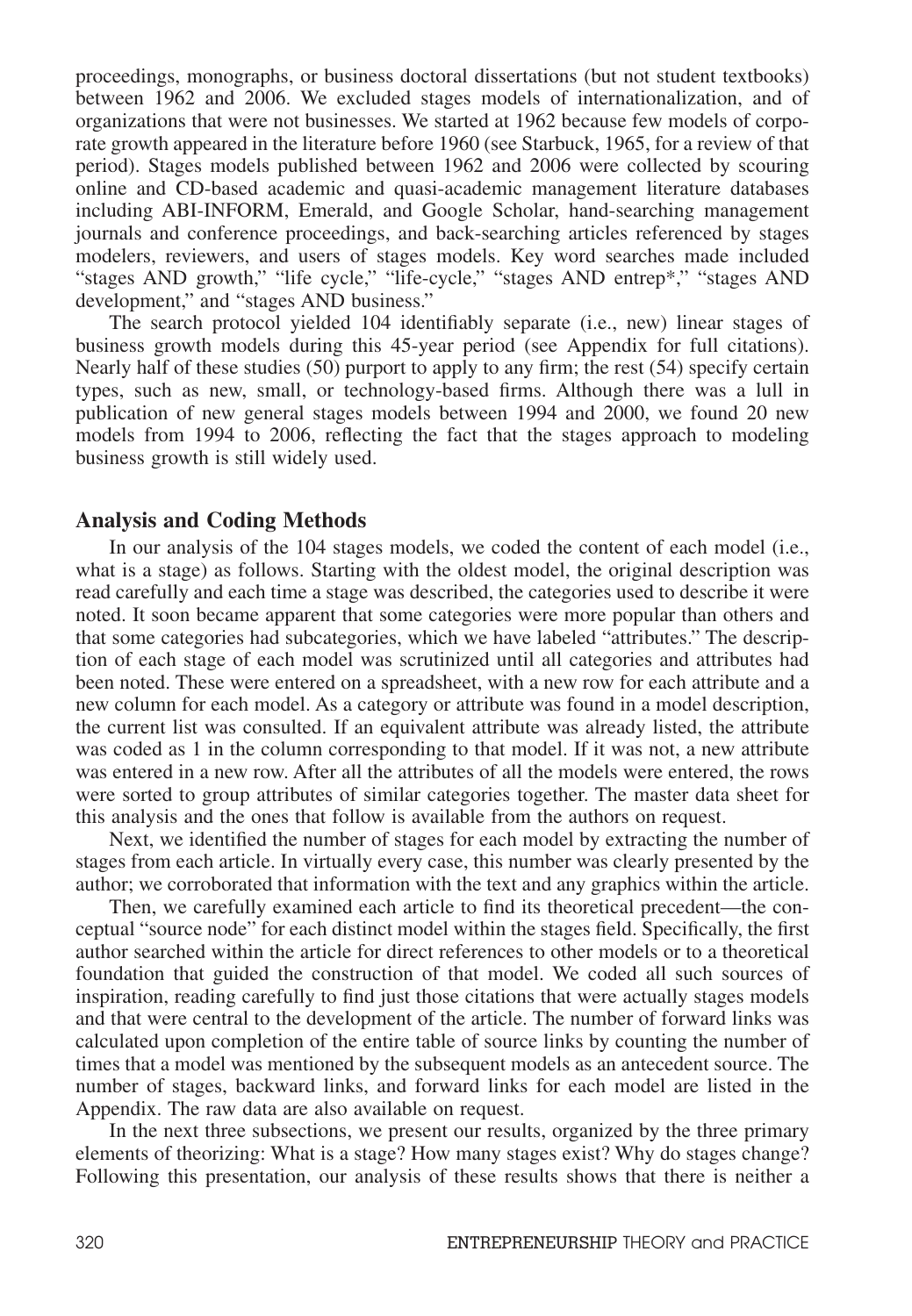proceedings, monographs, or business doctoral dissertations (but not student textbooks) between 1962 and 2006. We excluded stages models of internationalization, and of organizations that were not businesses. We started at 1962 because few models of corporate growth appeared in the literature before 1960 (see Starbuck, 1965, for a review of that period). Stages models published between 1962 and 2006 were collected by scouring online and CD-based academic and quasi-academic management literature databases including ABI-INFORM, Emerald, and Google Scholar, hand-searching management journals and conference proceedings, and back-searching articles referenced by stages modelers, reviewers, and users of stages models. Key word searches made included "stages AND growth," "life cycle," "life-cycle," "stages AND entrep*," "stages AND development," and "stages AND business."

The search protocol yielded 104 identifiably separate (i.e., new) linear stages of business growth models during this 45-year period (see Appendix for full citations). Nearly half of these studies (50) purport to apply to any firm; the rest (54) specify certain types, such as new, small, or technology-based firms. Although there was a lull in publication of new general stages models between 1994 and 2000, we found 20 new models from 1994 to 2006, reflecting the fact that the stages approach to modeling business growth is still widely used.

## Analysis and Coding Methods

In our analysis of the 104 stages models, we coded the content of each model (i.e., what is a stage) as follows. Starting with the oldest model, the original description was read carefully and each time a stage was described, the categories used to describe it were noted. It soon became apparent that some categories were more popular than others and that some categories had subcategories, which we have labeled "attributes." The description of each stage of each model was scrutinized until all categories and attributes had been noted. These were entered on a spreadsheet, with a new row for each attribute and a new column for each model. As a category or attribute was found in a model description, the current list was consulted. If an equivalent attribute was already listed, the attribute was coded as 1 in the column corresponding to that model. If it was not, a new attribute was entered in a new row. After all the attributes of all the models were entered, the rows were sorted to group attributes of similar categories together. The master data sheet for this analysis and the ones that follow is available from the authors on request.

Next, we identified the number of stages for each model by extracting the number of stages from each article. In virtually every case, this number was clearly presented by the author; we corroborated that information with the text and any graphics within the article.

Then, we carefully examined each article to find its theoretical precedent—the conceptual "source node" for each distinct model within the stages field. Specifically, the first author searched within the article for direct references to other models or to a theoretical foundation that guided the construction of that model. We coded all such sources of inspiration, reading carefully to find just those citations that were actually stages models and that were central to the development of the article. The number of forward links was calculated upon completion of the entire table of source links by counting the number of times that a model was mentioned by the subsequent models as an antecedent source. The number of stages, backward links, and forward links for each model are listed in the Appendix. The raw data are also available on request.

In the next three subsections, we present our results, organized by the three primary elements of theorizing: What is a stage? How many stages exist? Why do stages change? Following this presentation, our analysis of these results shows that there is neither a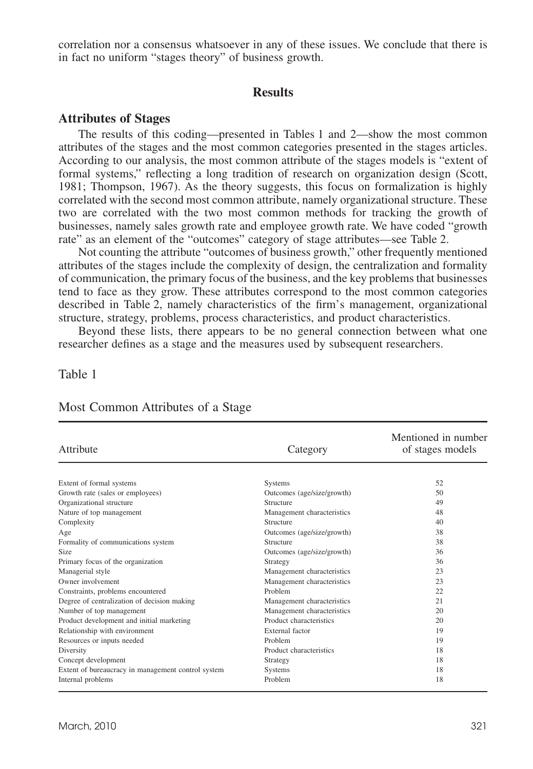correlation nor a consensus whatsoever in any of these issues. We conclude that there is in fact no uniform "stages theory" of business growth.

## Results

### Attributes of Stages

The results of this coding—presented in Tables 1 and 2—show the most common attributes of the stages and the most common categories presented in the stages articles. According to our analysis, the most common attribute of the stages models is "extent of formal systems," reflecting a long tradition of research on organization design (Scott, 1981; Thompson, 1967). As the theory suggests, this focus on formalization is highly correlated with the second most common attribute, namely organizational structure. These two are correlated with the two most common methods for tracking the growth of businesses, namely sales growth rate and employee growth rate. We have coded "growth rate" as an element of the "outcomes" category of stage attributes—see Table 2.

Not counting the attribute "outcomes of business growth," other frequently mentioned attributes of the stages include the complexity of design, the centralization and formality of communication, the primary focus of the business, and the key problems that businesses tend to face as they grow. These attributes correspond to the most common categories described in Table 2, namely characteristics of the firm's management, organizational structure, strategy, problems, process characteristics, and product characteristics.

Beyond these lists, there appears to be no general connection between what one researcher defines as a stage and the measures used by subsequent researchers.

Table 1

Most Common Attributes of a Stage

| Attribute | Category | Mentioned in number of stages models |
|---|---|---|
| Extent of formal systems | Systems | 52 |
| Growth rate (sales or employees) | Outcomes (age/size/growth) | 50 |
| Organizational structure | Structure | 49 |
| Nature of top management | Management characteristics | 48 |
| Complexity | Structure | 40 |
| Age | Outcomes (age/size/growth) | 38 |
| Formality of communications system | Structure | 38 |
| Size | Outcomes (age/size/growth) | 36 |
| Primary focus of the organization | Strategy | 36 |
| Managerial style | Management characteristics | 23 |
| Owner involvement | Management characteristics | 23 |
| Constraints, problems encountered | Problem | 22 |
| Degree of centralization of decision making | Management characteristics | 21 |
| Number of top management | Management characteristics | 20 |
| Product development and initial marketing | Product characteristics | 20 |
| Relationship with environment | External factor | 19 |
| Resources or inputs needed | Problem | 19 |
| Diversity | Product characteristics | 18 |
| Concept development | Strategy | 18 |
| Extent of bureaucracy in management control system | Systems | 18 |
| Internal problems | Problem | 18 |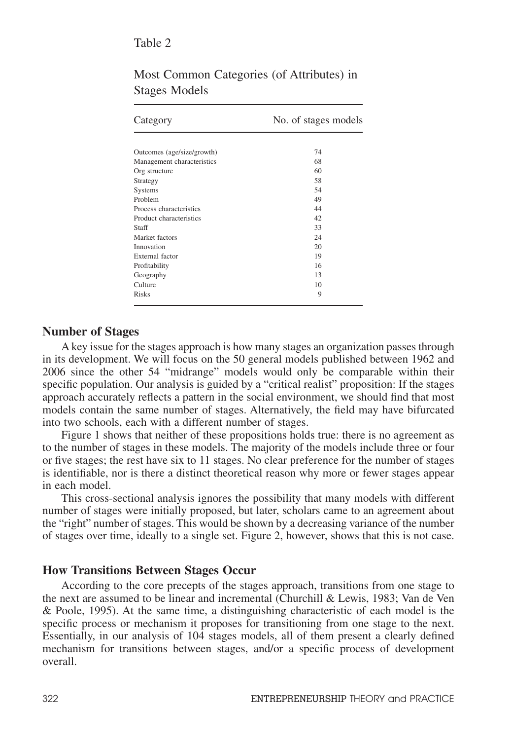Table 2

Most Common Categories (of Attributes) in Stages Models

| Category | No. of stages models |
|---|---|
| Outcomes (age/size/growth) | 74 |
| Management characteristics | 68 |
| Org structure | 60 |
| Strategy | 58 |
| Systems | 54 |
| Problem | 49 |
| Process characteristics | 44 |
| Product characteristics | 42 |
| Staff | 33 |
| Market factors | 24 |
| Innovation | 20 |
| External factor | 19 |
| Profitability | 16 |
| Geography | 13 |
| Culture | 10 |
| Risks | 9 |

## Number of Stages

A key issue for the stages approach is how many stages an organization passes through in its development. We will focus on the 50 general models published between 1962 and 2006 since the other 54 "midrange" models would only be comparable within their specific population. Our analysis is guided by a "critical realist" proposition: If the stages approach accurately reflects a pattern in the social environment, we should find that most models contain the same number of stages. Alternatively, the field may have bifurcated into two schools, each with a different number of stages.

Figure 1 shows that neither of these propositions holds true: there is no agreement as to the number of stages in these models. The majority of the models include three or four or five stages; the rest have six to 11 stages. No clear preference for the number of stages is identifiable, nor is there a distinct theoretical reason why more or fewer stages appear in each model.

This cross-sectional analysis ignores the possibility that many models with different number of stages were initially proposed, but later, scholars came to an agreement about the "right" number of stages. This would be shown by a decreasing variance of the number of stages over time, ideally to a single set. Figure 2, however, shows that this is not case.

## How Transitions Between Stages Occur

According to the core precepts of the stages approach, transitions from one stage to the next are assumed to be linear and incremental (Churchill & Lewis, 1983; Van de Ven & Poole, 1995). At the same time, a distinguishing characteristic of each model is the specific process or mechanism it proposes for transitioning from one stage to the next. Essentially, in our analysis of 104 stages models, all of them present a clearly defined mechanism for transitions between stages, and/or a specific process of development overall.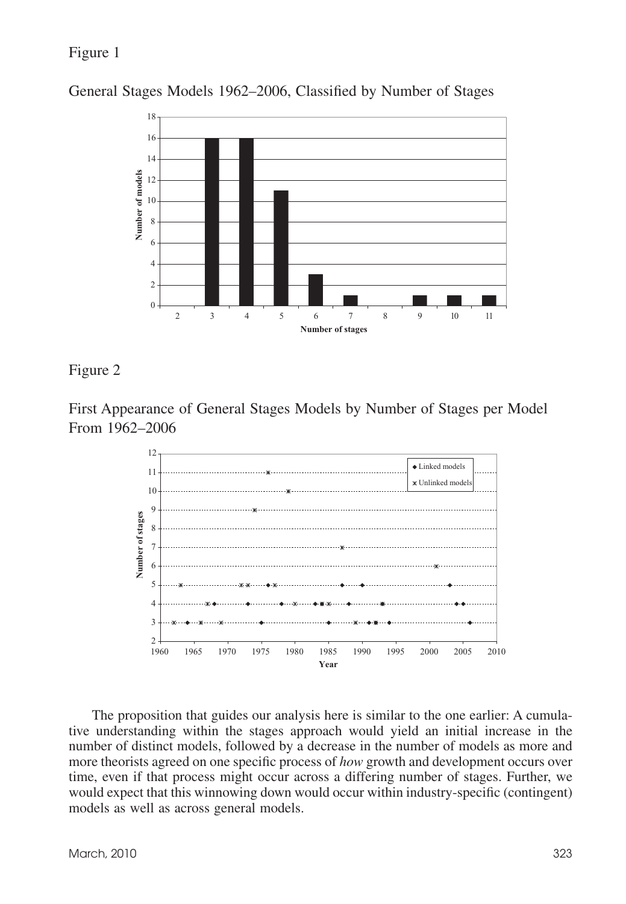Figure 1

General Stages Models 1962–2006, Classified by Number of Stages

Figure 2

First Appearance of General Stages Models by Number of Stages per Model From 1962–2006

The proposition that guides our analysis here is similar to the one earlier: A cumulative understanding within the stages approach would yield an initial increase in the number of distinct models, followed by a decrease in the number of models as more and more theorists agreed on one specific process of *how* growth and development occurs over time, even if that process might occur across a differing number of stages. Further, we would expect that this winnowing down would occur within industry-specific (contingent) models as well as across general models.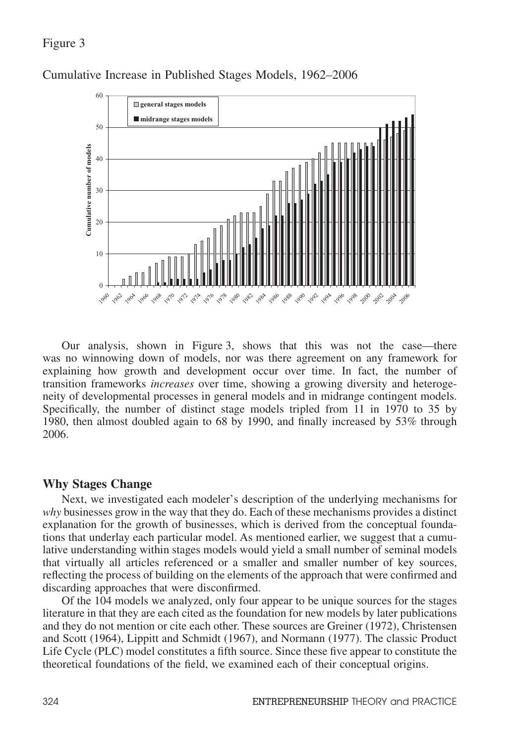Figure 3

Cumulative Increase in Published Stages Models, 1962–2006

Our analysis, shown in Figure 3, shows that this was not the case—there was no winnowing down of models, nor was there agreement on any framework for explaining how growth and development occur over time. In fact, the number of transition frameworks *increases* over time, showing a growing diversity and heterogeneity of developmental processes in general models and in midrange contingent models. Specifically, the number of distinct stage models tripled from 11 in 1970 to 35 by 1980, then almost doubled again to 68 by 1990, and finally increased by 53% through 2006.

## Why Stages Change

Next, we investigated each modeler's description of the underlying mechanisms for *why* businesses grow in the way that they do. Each of these mechanisms provides a distinct explanation for the growth of businesses, which is derived from the conceptual foundations that underlay each particular model. As mentioned earlier, we suggest that a cumulative understanding within stages models would yield a small number of seminal models that virtually all articles referenced or a smaller and smaller number of key sources, reflecting the process of building on the elements of the approach that were confirmed and discarding approaches that were disconfirmed.

Of the 104 models we analyzed, only four appear to be unique sources for the stages literature in that they are each cited as the foundation for new models by later publications and they do not mention or cite each other. These sources are Greiner (1972), Christensen and Scott (1964), Lippitt and Schmidt (1967), and Normann (1977). The classic Product Life Cycle (PLC) model constitutes a fifth source. Since these five appear to constitute the theoretical foundations of the field, we examined each of their conceptual origins.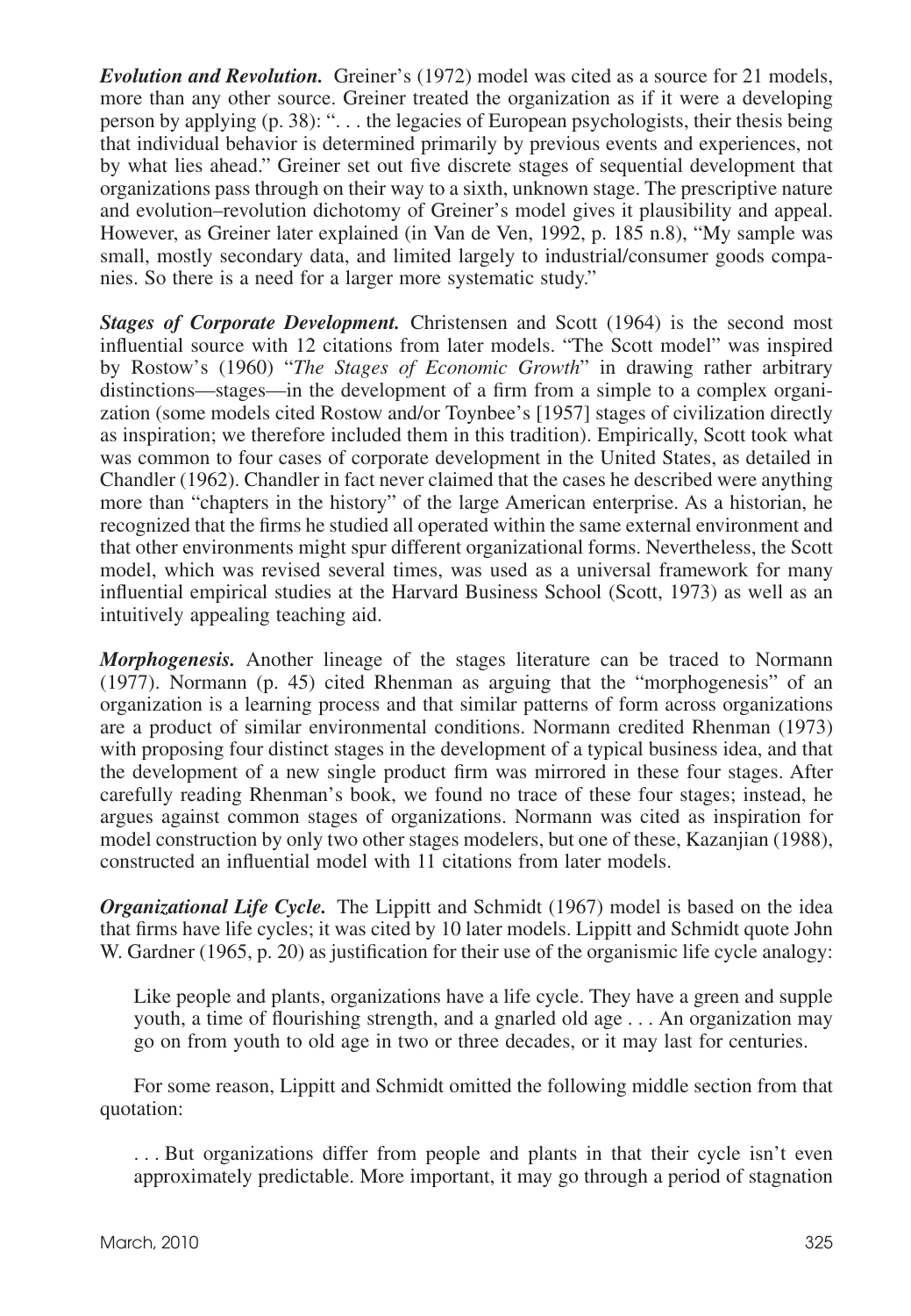***Evolution and Revolution.*** Greiner's (1972) model was cited as a source for 21 models, more than any other source. Greiner treated the organization as if it were a developing person by applying (p. 38): ". . . the legacies of European psychologists, their thesis being that individual behavior is determined primarily by previous events and experiences, not by what lies ahead." Greiner set out five discrete stages of sequential development that organizations pass through on their way to a sixth, unknown stage. The prescriptive nature and evolution–revolution dichotomy of Greiner's model gives it plausibility and appeal. However, as Greiner later explained (in Van de Ven, 1992, p. 185 n.8), "My sample was small, mostly secondary data, and limited largely to industrial/consumer goods companies. So there is a need for a larger more systematic study."

***Stages of Corporate Development.*** Christensen and Scott (1964) is the second most influential source with 12 citations from later models. "The Scott model" was inspired by Rostow's (1960) "*The Stages of Economic Growth*" in drawing rather arbitrary distinctions—stages—in the development of a firm from a simple to a complex organization (some models cited Rostow and/or Toynbee's [1957] stages of civilization directly as inspiration; we therefore included them in this tradition). Empirically, Scott took what was common to four cases of corporate development in the United States, as detailed in Chandler (1962). Chandler in fact never claimed that the cases he described were anything more than "chapters in the history" of the large American enterprise. As a historian, he recognized that the firms he studied all operated within the same external environment and that other environments might spur different organizational forms. Nevertheless, the Scott model, which was revised several times, was used as a universal framework for many influential empirical studies at the Harvard Business School (Scott, 1973) as well as an intuitively appealing teaching aid.

***Morphogenesis.*** Another lineage of the stages literature can be traced to Normann (1977). Normann (p. 45) cited Rhenman as arguing that the "morphogenesis" of an organization is a learning process and that similar patterns of form across organizations are a product of similar environmental conditions. Normann credited Rhenman (1973) with proposing four distinct stages in the development of a typical business idea, and that the development of a new single product firm was mirrored in these four stages. After carefully reading Rhenman's book, we found no trace of these four stages; instead, he argues against common stages of organizations. Normann was cited as inspiration for model construction by only two other stages modelers, but one of these, Kazanjian (1988), constructed an influential model with 11 citations from later models.

***Organizational Life Cycle.*** The Lippitt and Schmidt (1967) model is based on the idea that firms have life cycles; it was cited by 10 later models. Lippitt and Schmidt quote John W. Gardner (1965, p. 20) as justification for their use of the organismic life cycle analogy:

> Like people and plants, organizations have a life cycle. They have a green and supple youth, a time of flourishing strength, and a gnarled old age . . . An organization may go on from youth to old age in two or three decades, or it may last for centuries.

For some reason, Lippitt and Schmidt omitted the following middle section from that quotation:

> . . . But organizations differ from people and plants in that their cycle isn't even approximately predictable. More important, it may go through a period of stagnation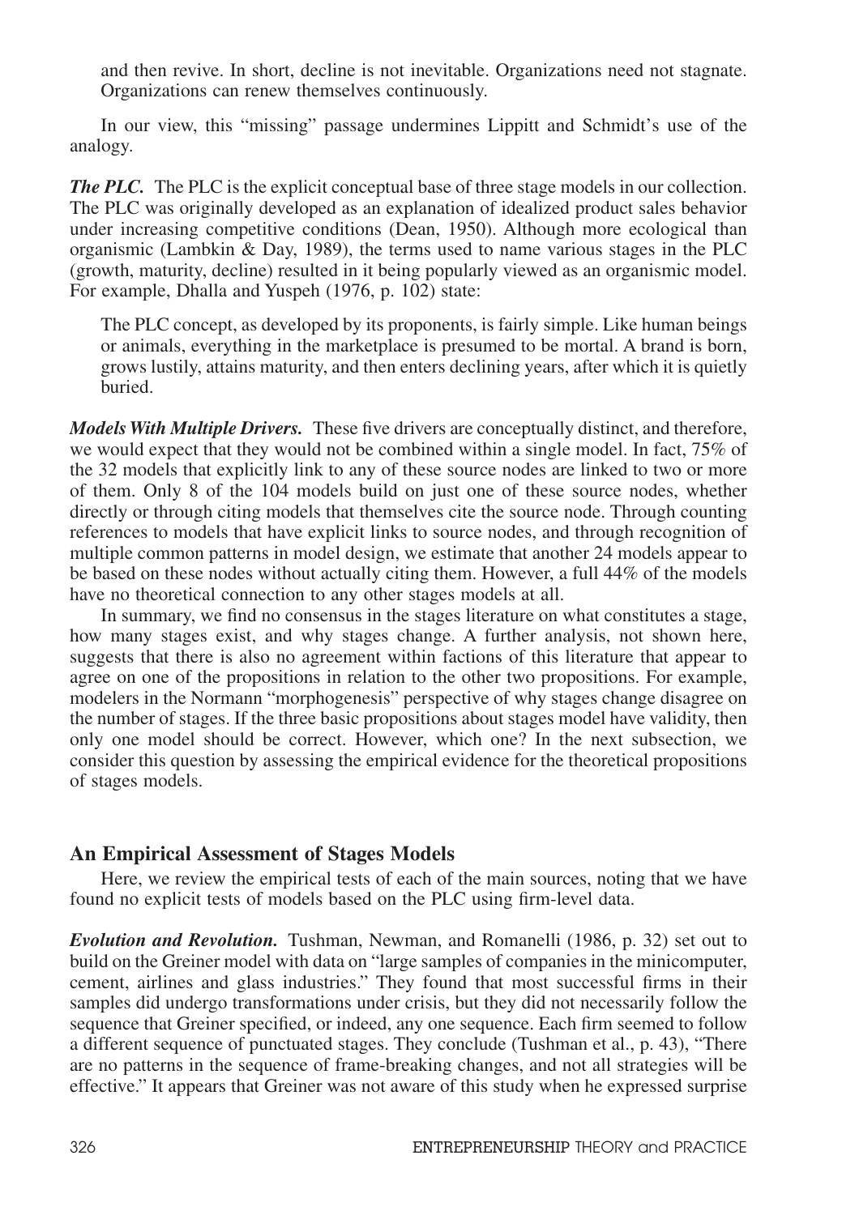and then revive. In short, decline is not inevitable. Organizations need not stagnate. Organizations can renew themselves continuously.

In our view, this "missing" passage undermines Lippitt and Schmidt's use of the analogy.

***The PLC.*** The PLC is the explicit conceptual base of three stage models in our collection. The PLC was originally developed as an explanation of idealized product sales behavior under increasing competitive conditions (Dean, 1950). Although more ecological than organismic (Lambkin & Day, 1989), the terms used to name various stages in the PLC (growth, maturity, decline) resulted in it being popularly viewed as an organismic model. For example, Dhalla and Yuspeh (1976, p. 102) state:

> The PLC concept, as developed by its proponents, is fairly simple. Like human beings or animals, everything in the marketplace is presumed to be mortal. A brand is born, grows lustily, attains maturity, and then enters declining years, after which it is quietly buried.

***Models With Multiple Drivers.*** These five drivers are conceptually distinct, and therefore, we would expect that they would not be combined within a single model. In fact, 75% of the 32 models that explicitly link to any of these source nodes are linked to two or more of them. Only 8 of the 104 models build on just one of these source nodes, whether directly or through citing models that themselves cite the source node. Through counting references to models that have explicit links to source nodes, and through recognition of multiple common patterns in model design, we estimate that another 24 models appear to be based on these nodes without actually citing them. However, a full 44% of the models have no theoretical connection to any other stages models at all.

In summary, we find no consensus in the stages literature on what constitutes a stage, how many stages exist, and why stages change. A further analysis, not shown here, suggests that there is also no agreement within factions of this literature that appear to agree on one of the propositions in relation to the other two propositions. For example, modelers in the Normann "morphogenesis" perspective of why stages change disagree on the number of stages. If the three basic propositions about stages model have validity, then only one model should be correct. However, which one? In the next subsection, we consider this question by assessing the empirical evidence for the theoretical propositions of stages models.

## An Empirical Assessment of Stages Models

Here, we review the empirical tests of each of the main sources, noting that we have found no explicit tests of models based on the PLC using firm-level data.

***Evolution and Revolution.*** Tushman, Newman, and Romanelli (1986, p. 32) set out to build on the Greiner model with data on "large samples of companies in the minicomputer, cement, airlines and glass industries." They found that most successful firms in their samples did undergo transformations under crisis, but they did not necessarily follow the sequence that Greiner specified, or indeed, any one sequence. Each firm seemed to follow a different sequence of punctuated stages. They conclude (Tushman et al., p. 43), "There are no patterns in the sequence of frame-breaking changes, and not all strategies will be effective." It appears that Greiner was not aware of this study when he expressed surprise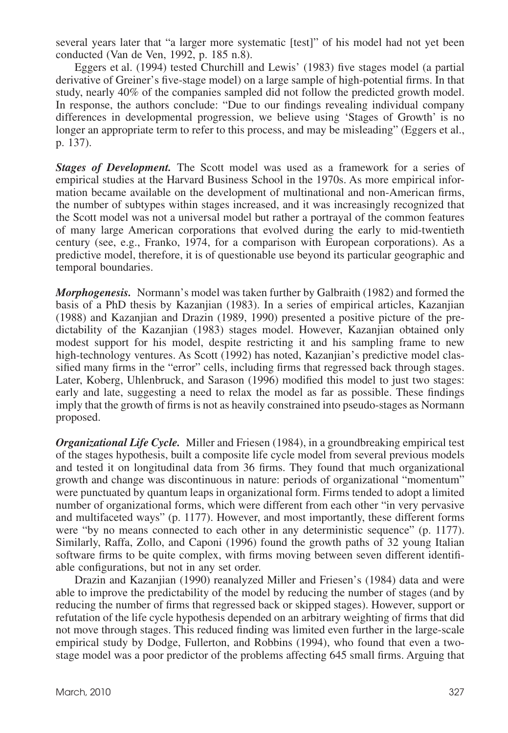several years later that "a larger more systematic [test]" of his model had not yet been conducted (Van de Ven, 1992, p. 185 n.8).

Eggers et al. (1994) tested Churchill and Lewis' (1983) five stages model (a partial derivative of Greiner's five-stage model) on a large sample of high-potential firms. In that study, nearly 40% of the companies sampled did not follow the predicted growth model. In response, the authors conclude: "Due to our findings revealing individual company differences in developmental progression, we believe using 'Stages of Growth' is no longer an appropriate term to refer to this process, and may be misleading" (Eggers et al., p. 137).

***Stages of Development.*** The Scott model was used as a framework for a series of empirical studies at the Harvard Business School in the 1970s. As more empirical information became available on the development of multinational and non-American firms, the number of subtypes within stages increased, and it was increasingly recognized that the Scott model was not a universal model but rather a portrayal of the common features of many large American corporations that evolved during the early to mid-twentieth century (see, e.g., Franko, 1974, for a comparison with European corporations). As a predictive model, therefore, it is of questionable use beyond its particular geographic and temporal boundaries.

***Morphogenesis.*** Normann's model was taken further by Galbraith (1982) and formed the basis of a PhD thesis by Kazanjian (1983). In a series of empirical articles, Kazanjian (1988) and Kazanjian and Drazin (1989, 1990) presented a positive picture of the predictability of the Kazanjian (1983) stages model. However, Kazanjian obtained only modest support for his model, despite restricting it and his sampling frame to new high-technology ventures. As Scott (1992) has noted, Kazanjian's predictive model classified many firms in the "error" cells, including firms that regressed back through stages. Later, Koberg, Uhlenbruck, and Sarason (1996) modified this model to just two stages: early and late, suggesting a need to relax the model as far as possible. These findings imply that the growth of firms is not as heavily constrained into pseudo-stages as Normann proposed.

***Organizational Life Cycle.*** Miller and Friesen (1984), in a groundbreaking empirical test of the stages hypothesis, built a composite life cycle model from several previous models and tested it on longitudinal data from 36 firms. They found that much organizational growth and change was discontinuous in nature: periods of organizational "momentum" were punctuated by quantum leaps in organizational form. Firms tended to adopt a limited number of organizational forms, which were different from each other "in very pervasive and multifaceted ways" (p. 1177). However, and most importantly, these different forms were "by no means connected to each other in any deterministic sequence" (p. 1177). Similarly, Raffa, Zollo, and Caponi (1996) found the growth paths of 32 young Italian software firms to be quite complex, with firms moving between seven different identifiable configurations, but not in any set order.

Drazin and Kazanjian (1990) reanalyzed Miller and Friesen's (1984) data and were able to improve the predictability of the model by reducing the number of stages (and by reducing the number of firms that regressed back or skipped stages). However, support or refutation of the life cycle hypothesis depended on an arbitrary weighting of firms that did not move through stages. This reduced finding was limited even further in the large-scale empirical study by Dodge, Fullerton, and Robbins (1994), who found that even a two-stage model was a poor predictor of the problems affecting 645 small firms. Arguing that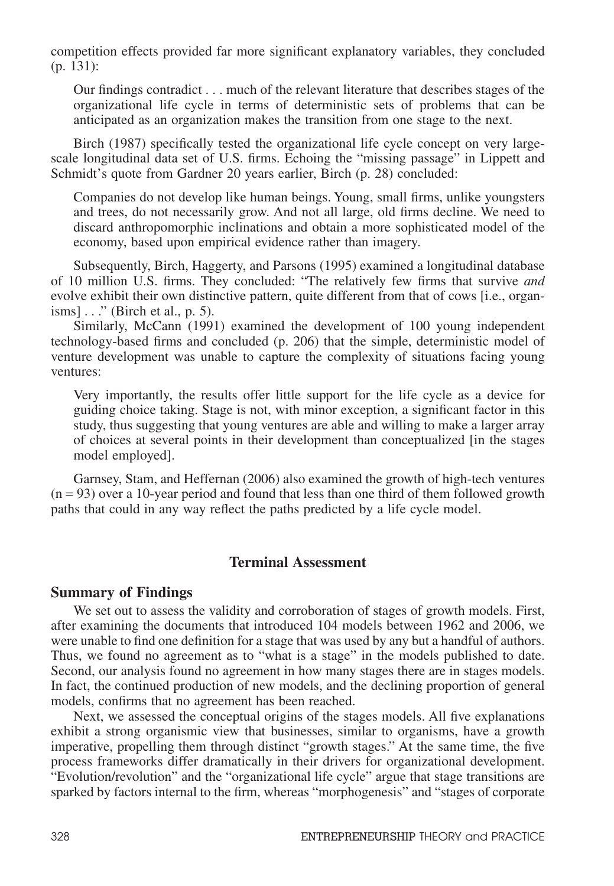competition effects provided far more significant explanatory variables, they concluded (p. 131):

> Our findings contradict . . . much of the relevant literature that describes stages of the organizational life cycle in terms of deterministic sets of problems that can be anticipated as an organization makes the transition from one stage to the next.

Birch (1987) specifically tested the organizational life cycle concept on very large-scale longitudinal data set of U.S. firms. Echoing the "missing passage" in Lippett and Schmidt's quote from Gardner 20 years earlier, Birch (p. 28) concluded:

> Companies do not develop like human beings. Young, small firms, unlike youngsters and trees, do not necessarily grow. And not all large, old firms decline. We need to discard anthropomorphic inclinations and obtain a more sophisticated model of the economy, based upon empirical evidence rather than imagery.

Subsequently, Birch, Haggerty, and Parsons (1995) examined a longitudinal database of 10 million U.S. firms. They concluded: "The relatively few firms that survive *and* evolve exhibit their own distinctive pattern, quite different from that of cows [i.e., organisms] . . ." (Birch et al., p. 5).

Similarly, McCann (1991) examined the development of 100 young independent technology-based firms and concluded (p. 206) that the simple, deterministic model of venture development was unable to capture the complexity of situations facing young ventures:

> Very importantly, the results offer little support for the life cycle as a device for guiding choice taking. Stage is not, with minor exception, a significant factor in this study, thus suggesting that young ventures are able and willing to make a larger array of choices at several points in their development than conceptualized [in the stages model employed].

Garnsey, Stam, and Heffernan (2006) also examined the growth of high-tech ventures ($n = 93$) over a 10-year period and found that less than one third of them followed growth paths that could in any way reflect the paths predicted by a life cycle model.

## Terminal Assessment

### Summary of Findings

We set out to assess the validity and corroboration of stages of growth models. First, after examining the documents that introduced 104 models between 1962 and 2006, we were unable to find one definition for a stage that was used by any but a handful of authors. Thus, we found no agreement as to "what is a stage" in the models published to date. Second, our analysis found no agreement in how many stages there are in stages models. In fact, the continued production of new models, and the declining proportion of general models, confirms that no agreement has been reached.

Next, we assessed the conceptual origins of the stages models. All five explanations exhibit a strong organismic view that businesses, similar to organisms, have a growth imperative, propelling them through distinct "growth stages." At the same time, the five process frameworks differ dramatically in their drivers for organizational development. "Evolution/revolution" and the "organizational life cycle" argue that stage transitions are sparked by factors internal to the firm, whereas "morphogenesis" and "stages of corporate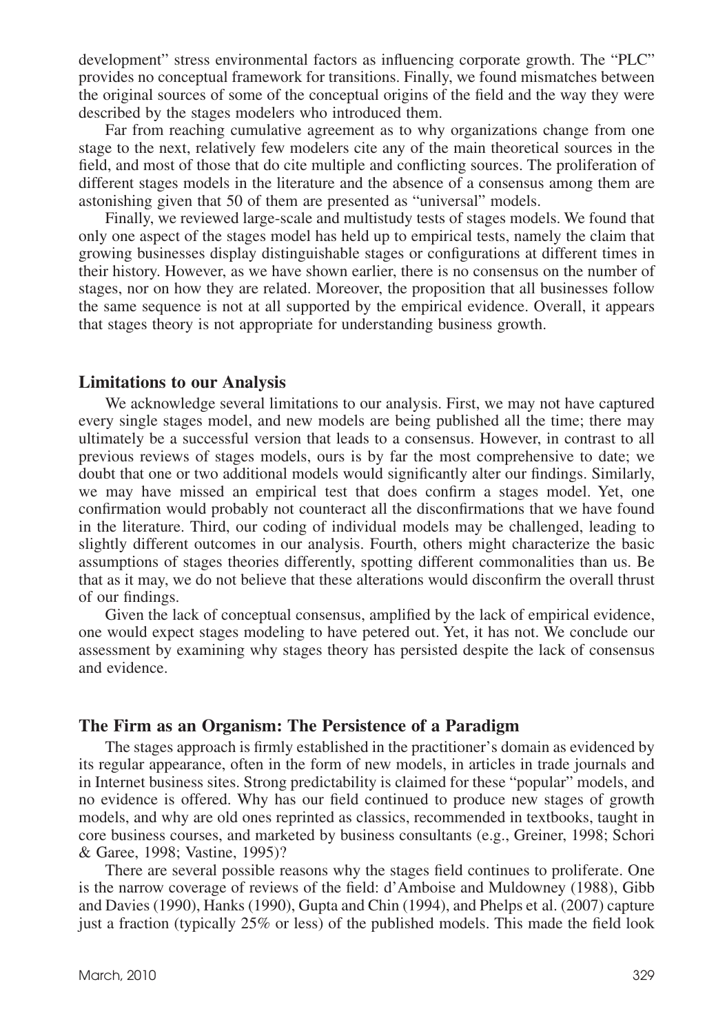development" stress environmental factors as influencing corporate growth. The "PLC" provides no conceptual framework for transitions. Finally, we found mismatches between the original sources of some of the conceptual origins of the field and the way they were described by the stages modelers who introduced them.

Far from reaching cumulative agreement as to why organizations change from one stage to the next, relatively few modelers cite any of the main theoretical sources in the field, and most of those that do cite multiple and conflicting sources. The proliferation of different stages models in the literature and the absence of a consensus among them are astonishing given that 50 of them are presented as "universal" models.

Finally, we reviewed large-scale and multistudy tests of stages models. We found that only one aspect of the stages model has held up to empirical tests, namely the claim that growing businesses display distinguishable stages or configurations at different times in their history. However, as we have shown earlier, there is no consensus on the number of stages, nor on how they are related. Moreover, the proposition that all businesses follow the same sequence is not at all supported by the empirical evidence. Overall, it appears that stages theory is not appropriate for understanding business growth.

## Limitations to our Analysis

We acknowledge several limitations to our analysis. First, we may not have captured every single stages model, and new models are being published all the time; there may ultimately be a successful version that leads to a consensus. However, in contrast to all previous reviews of stages models, ours is by far the most comprehensive to date; we doubt that one or two additional models would significantly alter our findings. Similarly, we may have missed an empirical test that does confirm a stages model. Yet, one confirmation would probably not counteract all the disconfirmations that we have found in the literature. Third, our coding of individual models may be challenged, leading to slightly different outcomes in our analysis. Fourth, others might characterize the basic assumptions of stages theories differently, spotting different commonalities than us. Be that as it may, we do not believe that these alterations would disconfirm the overall thrust of our findings.

Given the lack of conceptual consensus, amplified by the lack of empirical evidence, one would expect stages modeling to have petered out. Yet, it has not. We conclude our assessment by examining why stages theory has persisted despite the lack of consensus and evidence.

## The Firm as an Organism: The Persistence of a Paradigm

The stages approach is firmly established in the practitioner's domain as evidenced by its regular appearance, often in the form of new models, in articles in trade journals and in Internet business sites. Strong predictability is claimed for these "popular" models, and no evidence is offered. Why has our field continued to produce new stages of growth models, and why are old ones reprinted as classics, recommended in textbooks, taught in core business courses, and marketed by business consultants (e.g., Greiner, 1998; Schori & Garee, 1998; Vastine, 1995)?

There are several possible reasons why the stages field continues to proliferate. One is the narrow coverage of reviews of the field: d'Amboise and Muldowney (1988), Gibb and Davies (1990), Hanks (1990), Gupta and Chin (1994), and Phelps et al. (2007) capture just a fraction (typically 25% or less) of the published models. This made the field look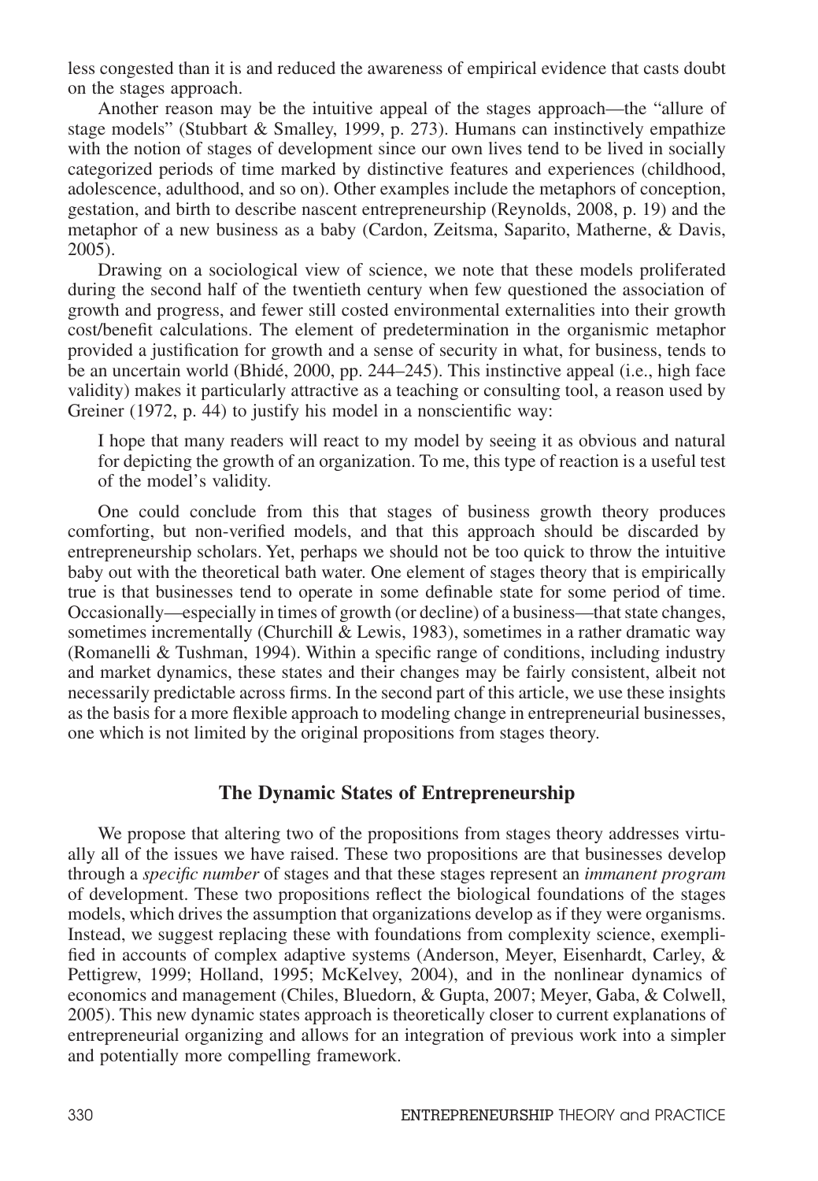less congested than it is and reduced the awareness of empirical evidence that casts doubt on the stages approach.

Another reason may be the intuitive appeal of the stages approach—the "allure of stage models" (Stubbart & Smalley, 1999, p. 273). Humans can instinctively empathize with the notion of stages of development since our own lives tend to be lived in socially categorized periods of time marked by distinctive features and experiences (childhood, adolescence, adulthood, and so on). Other examples include the metaphors of conception, gestation, and birth to describe nascent entrepreneurship (Reynolds, 2008, p. 19) and the metaphor of a new business as a baby (Cardon, Zeitsma, Saparito, Matherne, & Davis, 2005).

Drawing on a sociological view of science, we note that these models proliferated during the second half of the twentieth century when few questioned the association of growth and progress, and fewer still costed environmental externalities into their growth cost/benefit calculations. The element of predetermination in the organismic metaphor provided a justification for growth and a sense of security in what, for business, tends to be an uncertain world (Bhidé, 2000, pp. 244–245). This instinctive appeal (i.e., high face validity) makes it particularly attractive as a teaching or consulting tool, a reason used by Greiner (1972, p. 44) to justify his model in a nonscientific way:

> I hope that many readers will react to my model by seeing it as obvious and natural for depicting the growth of an organization. To me, this type of reaction is a useful test of the model's validity.

One could conclude from this that stages of business growth theory produces comforting, but non-verified models, and that this approach should be discarded by entrepreneurship scholars. Yet, perhaps we should not be too quick to throw the intuitive baby out with the theoretical bath water. One element of stages theory that is empirically true is that businesses tend to operate in some definable state for some period of time. Occasionally—especially in times of growth (or decline) of a business—that state changes, sometimes incrementally (Churchill & Lewis, 1983), sometimes in a rather dramatic way (Romanelli & Tushman, 1994). Within a specific range of conditions, including industry and market dynamics, these states and their changes may be fairly consistent, albeit not necessarily predictable across firms. In the second part of this article, we use these insights as the basis for a more flexible approach to modeling change in entrepreneurial businesses, one which is not limited by the original propositions from stages theory.

## The Dynamic States of Entrepreneurship

We propose that altering two of the propositions from stages theory addresses virtually all of the issues we have raised. These two propositions are that businesses develop through a *specific number* of stages and that these stages represent an *immanent program* of development. These two propositions reflect the biological foundations of the stages models, which drives the assumption that organizations develop as if they were organisms. Instead, we suggest replacing these with foundations from complexity science, exemplified in accounts of complex adaptive systems (Anderson, Meyer, Eisenhardt, Carley, & Pettigrew, 1999; Holland, 1995; McKelvey, 2004), and in the nonlinear dynamics of economics and management (Chiles, Bluedorn, & Gupta, 2007; Meyer, Gaba, & Colwell, 2005). This new dynamic states approach is theoretically closer to current explanations of entrepreneurial organizing and allows for an integration of previous work into a simpler and potentially more compelling framework.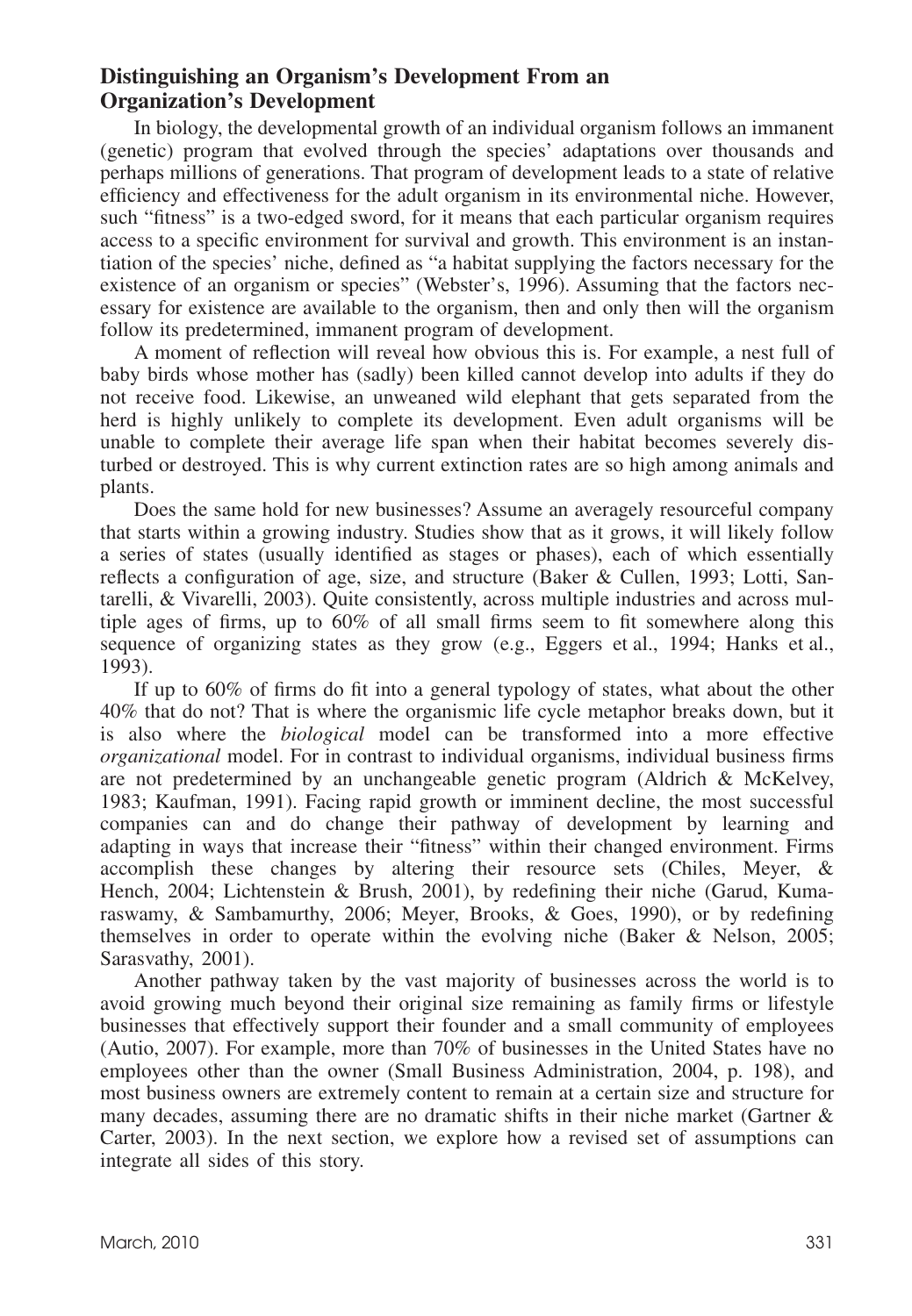## Distinguishing an Organism's Development From an Organization's Development

In biology, the developmental growth of an individual organism follows an immanent (genetic) program that evolved through the species' adaptations over thousands and perhaps millions of generations. That program of development leads to a state of relative efficiency and effectiveness for the adult organism in its environmental niche. However, such "fitness" is a two-edged sword, for it means that each particular organism requires access to a specific environment for survival and growth. This environment is an instantiation of the species' niche, defined as "a habitat supplying the factors necessary for the existence of an organism or species" (Webster's, 1996). Assuming that the factors necessary for existence are available to the organism, then and only then will the organism follow its predetermined, immanent program of development.

A moment of reflection will reveal how obvious this is. For example, a nest full of baby birds whose mother has (sadly) been killed cannot develop into adults if they do not receive food. Likewise, an unweaned wild elephant that gets separated from the herd is highly unlikely to complete its development. Even adult organisms will be unable to complete their average life span when their habitat becomes severely disturbed or destroyed. This is why current extinction rates are so high among animals and plants.

Does the same hold for new businesses? Assume an averagely resourceful company that starts within a growing industry. Studies show that as it grows, it will likely follow a series of states (usually identified as stages or phases), each of which essentially reflects a configuration of age, size, and structure (Baker & Cullen, 1993; Lotti, Santarelli, & Vivarelli, 2003). Quite consistently, across multiple industries and across multiple ages of firms, up to 60% of all small firms seem to fit somewhere along this sequence of organizing states as they grow (e.g., Eggers et al., 1994; Hanks et al., 1993).

If up to 60% of firms do fit into a general typology of states, what about the other 40% that do not? That is where the organismic life cycle metaphor breaks down, but it is also where the *biological* model can be transformed into a more effective *organizational* model. For in contrast to individual organisms, individual business firms are not predetermined by an unchangeable genetic program (Aldrich & McKelvey, 1983; Kaufman, 1991). Facing rapid growth or imminent decline, the most successful companies can and do change their pathway of development by learning and adapting in ways that increase their "fitness" within their changed environment. Firms accomplish these changes by altering their resource sets (Chiles, Meyer, & Hench, 2004; Lichtenstein & Brush, 2001), by redefining their niche (Garud, Kumaraswamy, & Sambamurthy, 2006; Meyer, Brooks, & Goes, 1990), or by redefining themselves in order to operate within the evolving niche (Baker & Nelson, 2005; Sarasvathy, 2001).

Another pathway taken by the vast majority of businesses across the world is to avoid growing much beyond their original size remaining as family firms or lifestyle businesses that effectively support their founder and a small community of employees (Autio, 2007). For example, more than 70% of businesses in the United States have no employees other than the owner (Small Business Administration, 2004, p. 198), and most business owners are extremely content to remain at a certain size and structure for many decades, assuming there are no dramatic shifts in their niche market (Gartner & Carter, 2003). In the next section, we explore how a revised set of assumptions can integrate all sides of this story.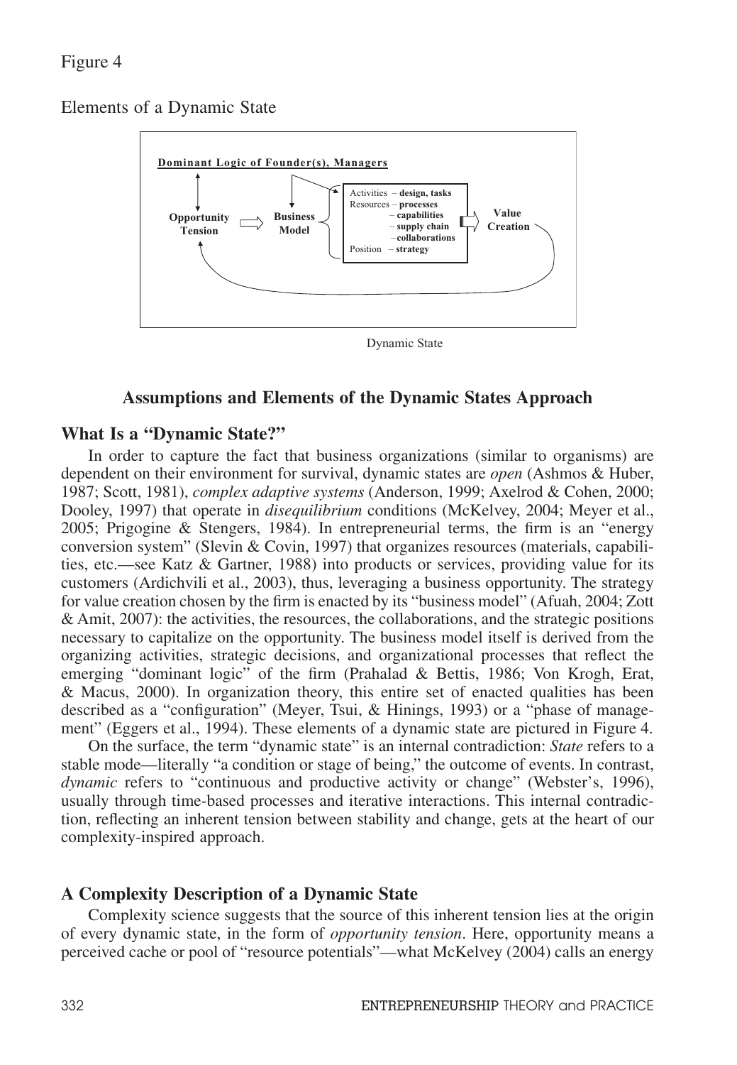Figure 4

Elements of a Dynamic State

Dominant Logic of Founder(s), Managers

Opportunity Tension → Business Model → Activities – **design, tasks**; Resources – **processes** – **capabilities** – **supply chain** – **collaborations**; Position – **strategy** → Value Creation

Dynamic State

## Assumptions and Elements of the Dynamic States Approach

### What Is a "Dynamic State?"

In order to capture the fact that business organizations (similar to organisms) are dependent on their environment for survival, dynamic states are *open* (Ashmos & Huber, 1987; Scott, 1981), *complex adaptive systems* (Anderson, 1999; Axelrod & Cohen, 2000; Dooley, 1997) that operate in *disequilibrium* conditions (McKelvey, 2004; Meyer et al., 2005; Prigogine & Stengers, 1984). In entrepreneurial terms, the firm is an "energy conversion system" (Slevin & Covin, 1997) that organizes resources (materials, capabilities, etc.—see Katz & Gartner, 1988) into products or services, providing value for its customers (Ardichvili et al., 2003), thus, leveraging a business opportunity. The strategy for value creation chosen by the firm is enacted by its "business model" (Afuah, 2004; Zott & Amit, 2007): the activities, the resources, the collaborations, and the strategic positions necessary to capitalize on the opportunity. The business model itself is derived from the organizing activities, strategic decisions, and organizational processes that reflect the emerging "dominant logic" of the firm (Prahalad & Bettis, 1986; Von Krogh, Erat, & Macus, 2000). In organization theory, this entire set of enacted qualities has been described as a "configuration" (Meyer, Tsui, & Hinings, 1993) or a "phase of management" (Eggers et al., 1994). These elements of a dynamic state are pictured in Figure 4.

On the surface, the term "dynamic state" is an internal contradiction: *State* refers to a stable mode—literally "a condition or stage of being," the outcome of events. In contrast, *dynamic* refers to "continuous and productive activity or change" (Webster's, 1996), usually through time-based processes and iterative interactions. This internal contradiction, reflecting an inherent tension between stability and change, gets at the heart of our complexity-inspired approach.

### A Complexity Description of a Dynamic State

Complexity science suggests that the source of this inherent tension lies at the origin of every dynamic state, in the form of *opportunity tension*. Here, opportunity means a perceived cache or pool of "resource potentials"—what McKelvey (2004) calls an energy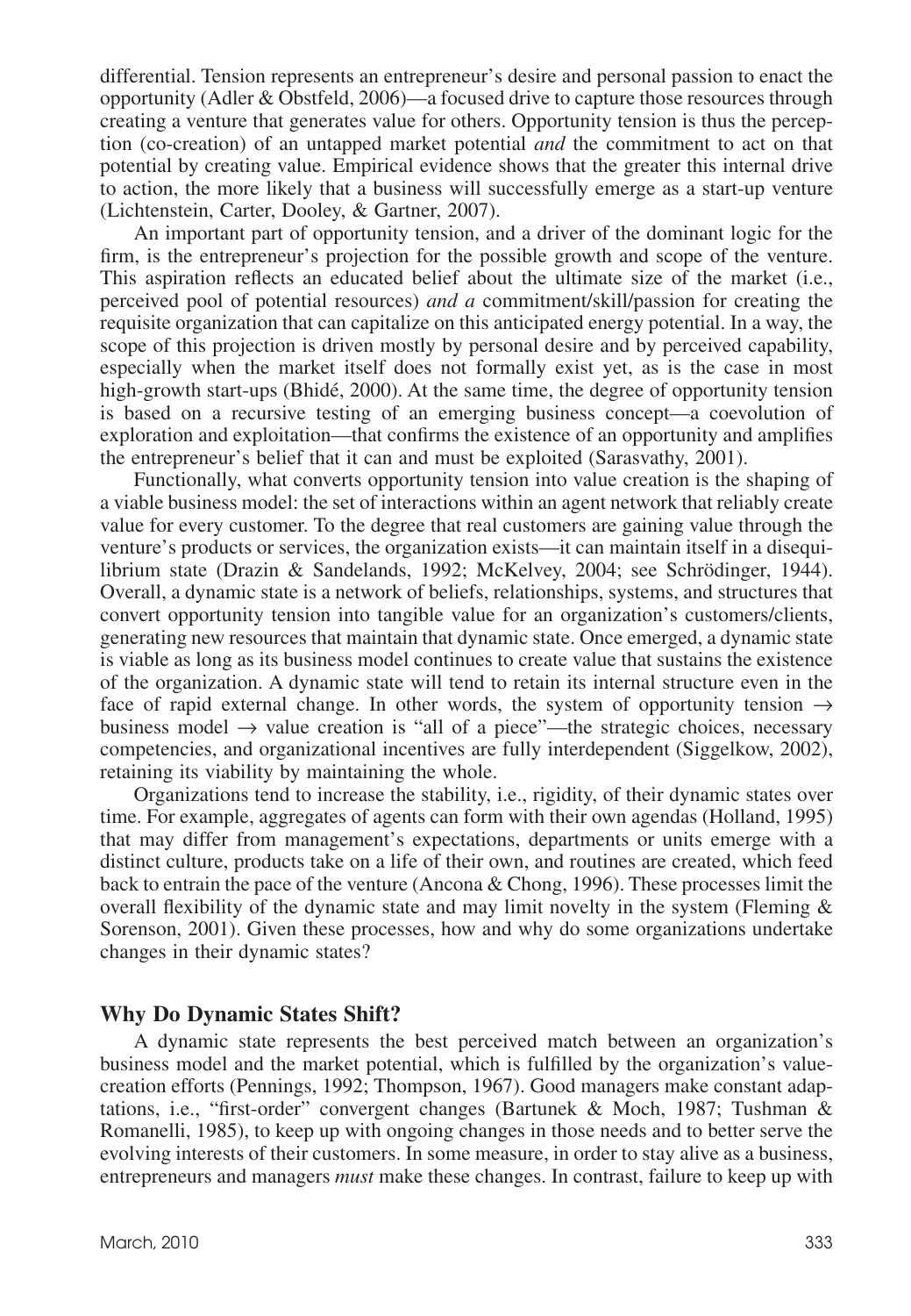differential. Tension represents an entrepreneur's desire and personal passion to enact the opportunity (Adler & Obstfeld, 2006)—a focused drive to capture those resources through creating a venture that generates value for others. Opportunity tension is thus the perception (co-creation) of an untapped market potential *and* the commitment to act on that potential by creating value. Empirical evidence shows that the greater this internal drive to action, the more likely that a business will successfully emerge as a start-up venture (Lichtenstein, Carter, Dooley, & Gartner, 2007).

An important part of opportunity tension, and a driver of the dominant logic for the firm, is the entrepreneur's projection for the possible growth and scope of the venture. This aspiration reflects an educated belief about the ultimate size of the market (i.e., perceived pool of potential resources) *and a* commitment/skill/passion for creating the requisite organization that can capitalize on this anticipated energy potential. In a way, the scope of this projection is driven mostly by personal desire and by perceived capability, especially when the market itself does not formally exist yet, as is the case in most high-growth start-ups (Bhidé, 2000). At the same time, the degree of opportunity tension is based on a recursive testing of an emerging business concept—a coevolution of exploration and exploitation—that confirms the existence of an opportunity and amplifies the entrepreneur's belief that it can and must be exploited (Sarasvathy, 2001).

Functionally, what converts opportunity tension into value creation is the shaping of a viable business model: the set of interactions within an agent network that reliably create value for every customer. To the degree that real customers are gaining value through the venture's products or services, the organization exists—it can maintain itself in a disequilibrium state (Drazin & Sandelands, 1992; McKelvey, 2004; see Schrödinger, 1944). Overall, a dynamic state is a network of beliefs, relationships, systems, and structures that convert opportunity tension into tangible value for an organization's customers/clients, generating new resources that maintain that dynamic state. Once emerged, a dynamic state is viable as long as its business model continues to create value that sustains the existence of the organization. A dynamic state will tend to retain its internal structure even in the face of rapid external change. In other words, the system of opportunity tension → business model → value creation is "all of a piece"—the strategic choices, necessary competencies, and organizational incentives are fully interdependent (Siggelkow, 2002), retaining its viability by maintaining the whole.

Organizations tend to increase the stability, i.e., rigidity, of their dynamic states over time. For example, aggregates of agents can form with their own agendas (Holland, 1995) that may differ from management's expectations, departments or units emerge with a distinct culture, products take on a life of their own, and routines are created, which feed back to entrain the pace of the venture (Ancona & Chong, 1996). These processes limit the overall flexibility of the dynamic state and may limit novelty in the system (Fleming & Sorenson, 2001). Given these processes, how and why do some organizations undertake changes in their dynamic states?

## Why Do Dynamic States Shift?

A dynamic state represents the best perceived match between an organization's business model and the market potential, which is fulfilled by the organization's value-creation efforts (Pennings, 1992; Thompson, 1967). Good managers make constant adaptations, i.e., "first-order" convergent changes (Bartunek & Moch, 1987; Tushman & Romanelli, 1985), to keep up with ongoing changes in those needs and to better serve the evolving interests of their customers. In some measure, in order to stay alive as a business, entrepreneurs and managers *must* make these changes. In contrast, failure to keep up with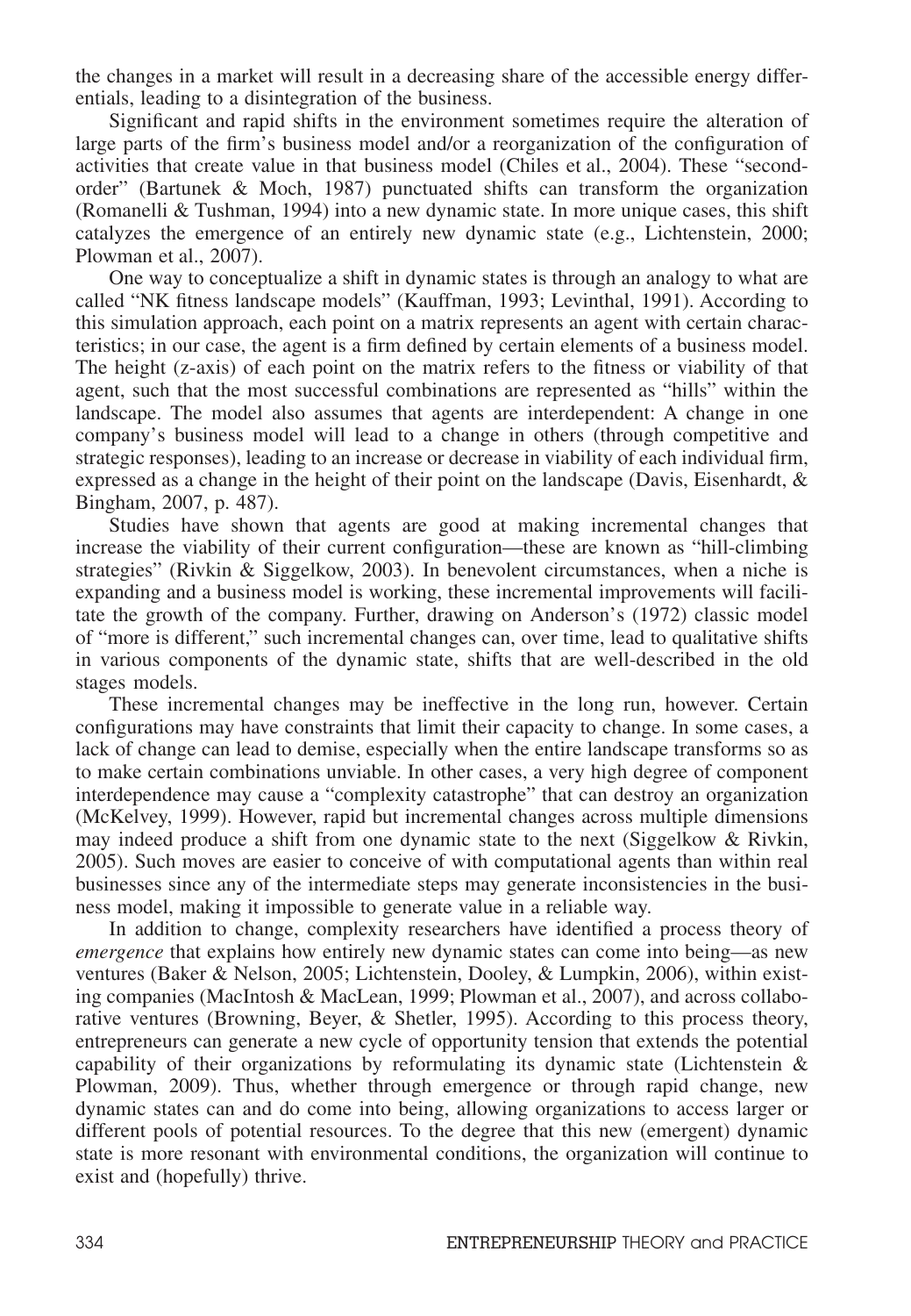the changes in a market will result in a decreasing share of the accessible energy differentials, leading to a disintegration of the business.

Significant and rapid shifts in the environment sometimes require the alteration of large parts of the firm's business model and/or a reorganization of the configuration of activities that create value in that business model (Chiles et al., 2004). These "second-order" (Bartunek & Moch, 1987) punctuated shifts can transform the organization (Romanelli & Tushman, 1994) into a new dynamic state. In more unique cases, this shift catalyzes the emergence of an entirely new dynamic state (e.g., Lichtenstein, 2000; Plowman et al., 2007).

One way to conceptualize a shift in dynamic states is through an analogy to what are called "NK fitness landscape models" (Kauffman, 1993; Levinthal, 1991). According to this simulation approach, each point on a matrix represents an agent with certain characteristics; in our case, the agent is a firm defined by certain elements of a business model. The height (z-axis) of each point on the matrix refers to the fitness or viability of that agent, such that the most successful combinations are represented as "hills" within the landscape. The model also assumes that agents are interdependent: A change in one company's business model will lead to a change in others (through competitive and strategic responses), leading to an increase or decrease in viability of each individual firm, expressed as a change in the height of their point on the landscape (Davis, Eisenhardt, & Bingham, 2007, p. 487).

Studies have shown that agents are good at making incremental changes that increase the viability of their current configuration—these are known as "hill-climbing strategies" (Rivkin & Siggelkow, 2003). In benevolent circumstances, when a niche is expanding and a business model is working, these incremental improvements will facilitate the growth of the company. Further, drawing on Anderson's (1972) classic model of "more is different," such incremental changes can, over time, lead to qualitative shifts in various components of the dynamic state, shifts that are well-described in the old stages models.

These incremental changes may be ineffective in the long run, however. Certain configurations may have constraints that limit their capacity to change. In some cases, a lack of change can lead to demise, especially when the entire landscape transforms so as to make certain combinations unviable. In other cases, a very high degree of component interdependence may cause a "complexity catastrophe" that can destroy an organization (McKelvey, 1999). However, rapid but incremental changes across multiple dimensions may indeed produce a shift from one dynamic state to the next (Siggelkow & Rivkin, 2005). Such moves are easier to conceive of with computational agents than within real businesses since any of the intermediate steps may generate inconsistencies in the business model, making it impossible to generate value in a reliable way.

In addition to change, complexity researchers have identified a process theory of *emergence* that explains how entirely new dynamic states can come into being—as new ventures (Baker & Nelson, 2005; Lichtenstein, Dooley, & Lumpkin, 2006), within existing companies (MacIntosh & MacLean, 1999; Plowman et al., 2007), and across collaborative ventures (Browning, Beyer, & Shetler, 1995). According to this process theory, entrepreneurs can generate a new cycle of opportunity tension that extends the potential capability of their organizations by reformulating its dynamic state (Lichtenstein & Plowman, 2009). Thus, whether through emergence or through rapid change, new dynamic states can and do come into being, allowing organizations to access larger or different pools of potential resources. To the degree that this new (emergent) dynamic state is more resonant with environmental conditions, the organization will continue to exist and (hopefully) thrive.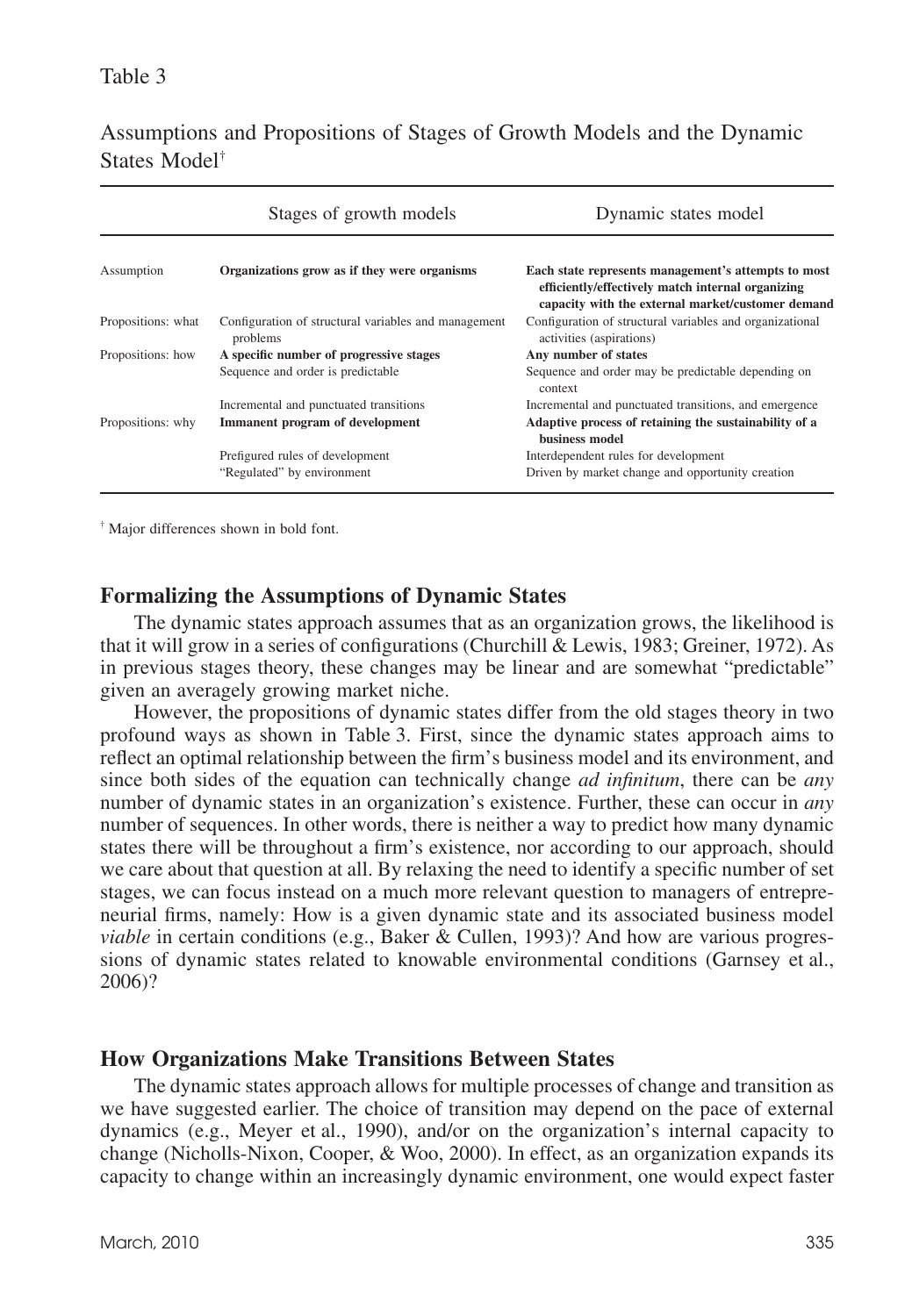Table 3

Assumptions and Propositions of Stages of Growth Models and the Dynamic States Model[†]

| | Stages of growth models | Dynamic states model |
|---|---|---|
| Assumption | **Organizations grow as if they were organisms** | **Each state represents management's attempts to most efficiently/effectively match internal organizing capacity with the external market/customer demand** |
| Propositions: what | Configuration of structural variables and management problems | Configuration of structural variables and organizational activities (aspirations) |
| Propositions: how | **A specific number of progressive stages** | **Any number of states** |
| | Sequence and order is predictable | Sequence and order may be predictable depending on context |
| | Incremental and punctuated transitions | Incremental and punctuated transitions, and emergence |
| Propositions: why | **Immanent program of development** | **Adaptive process of retaining the sustainability of a business model** |
| | Prefigured rules of development | Interdependent rules for development |
| | "Regulated" by environment | Driven by market change and opportunity creation |

[†] Major differences shown in bold font.

## Formalizing the Assumptions of Dynamic States

The dynamic states approach assumes that as an organization grows, the likelihood is that it will grow in a series of configurations (Churchill & Lewis, 1983; Greiner, 1972). As in previous stages theory, these changes may be linear and are somewhat "predictable" given an averagely growing market niche.

However, the propositions of dynamic states differ from the old stages theory in two profound ways as shown in Table 3. First, since the dynamic states approach aims to reflect an optimal relationship between the firm's business model and its environment, and since both sides of the equation can technically change *ad infinitum*, there can be *any* number of dynamic states in an organization's existence. Further, these can occur in *any* number of sequences. In other words, there is neither a way to predict how many dynamic states there will be throughout a firm's existence, nor according to our approach, should we care about that question at all. By relaxing the need to identify a specific number of set stages, we can focus instead on a much more relevant question to managers of entrepreneurial firms, namely: How is a given dynamic state and its associated business model *viable* in certain conditions (e.g., Baker & Cullen, 1993)? And how are various progressions of dynamic states related to knowable environmental conditions (Garnsey et al., 2006)?

## How Organizations Make Transitions Between States

The dynamic states approach allows for multiple processes of change and transition as we have suggested earlier. The choice of transition may depend on the pace of external dynamics (e.g., Meyer et al., 1990), and/or on the organization's internal capacity to change (Nicholls-Nixon, Cooper, & Woo, 2000). In effect, as an organization expands its capacity to change within an increasingly dynamic environment, one would expect faster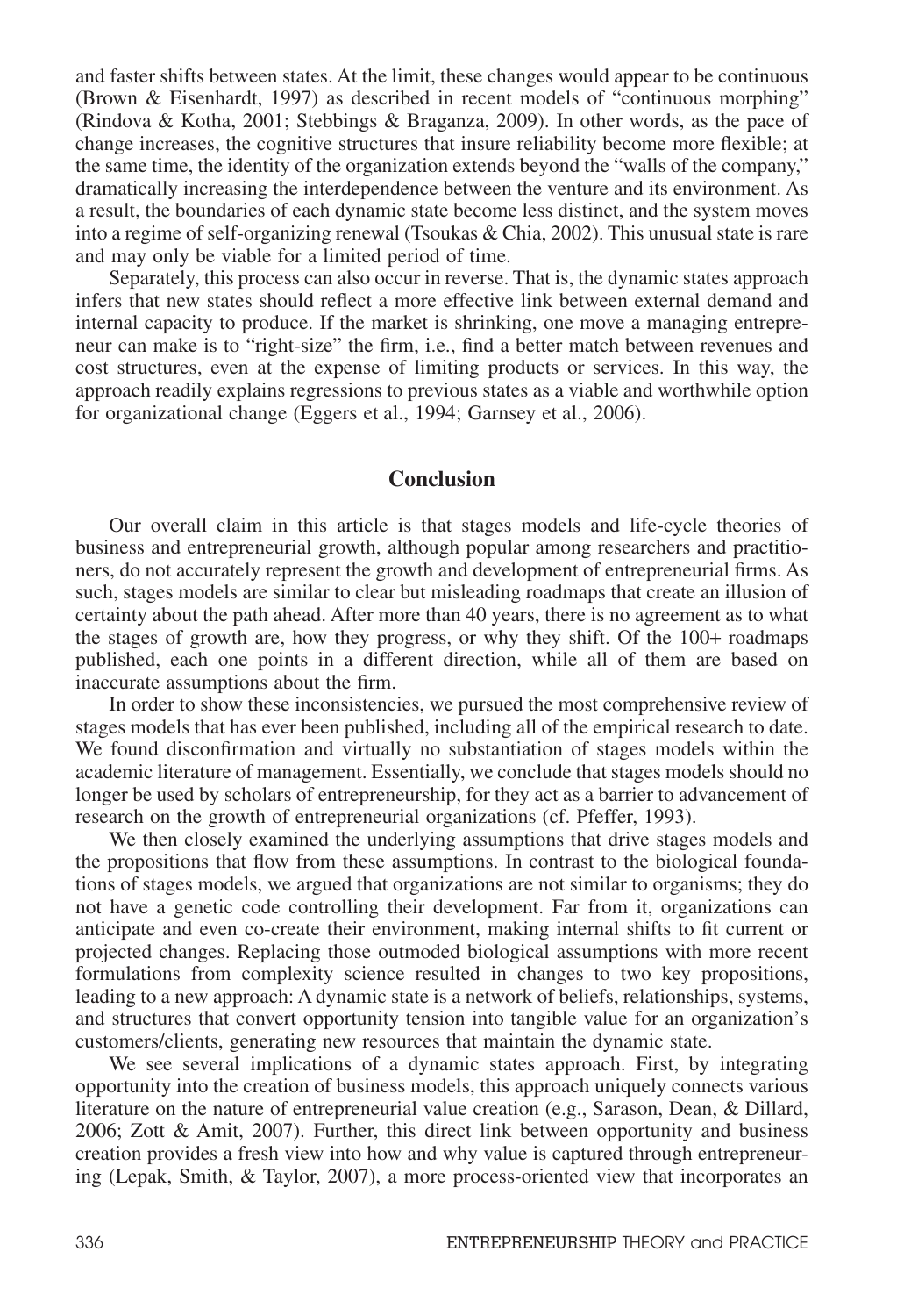and faster shifts between states. At the limit, these changes would appear to be continuous (Brown & Eisenhardt, 1997) as described in recent models of "continuous morphing" (Rindova & Kotha, 2001; Stebbings & Braganza, 2009). In other words, as the pace of change increases, the cognitive structures that insure reliability become more flexible; at the same time, the identity of the organization extends beyond the "walls of the company," dramatically increasing the interdependence between the venture and its environment. As a result, the boundaries of each dynamic state become less distinct, and the system moves into a regime of self-organizing renewal (Tsoukas & Chia, 2002). This unusual state is rare and may only be viable for a limited period of time.

Separately, this process can also occur in reverse. That is, the dynamic states approach infers that new states should reflect a more effective link between external demand and internal capacity to produce. If the market is shrinking, one move a managing entrepreneur can make is to "right-size" the firm, i.e., find a better match between revenues and cost structures, even at the expense of limiting products or services. In this way, the approach readily explains regressions to previous states as a viable and worthwhile option for organizational change (Eggers et al., 1994; Garnsey et al., 2006).

## Conclusion

Our overall claim in this article is that stages models and life-cycle theories of business and entrepreneurial growth, although popular among researchers and practitioners, do not accurately represent the growth and development of entrepreneurial firms. As such, stages models are similar to clear but misleading roadmaps that create an illusion of certainty about the path ahead. After more than 40 years, there is no agreement as to what the stages of growth are, how they progress, or why they shift. Of the 100+ roadmaps published, each one points in a different direction, while all of them are based on inaccurate assumptions about the firm.

In order to show these inconsistencies, we pursued the most comprehensive review of stages models that has ever been published, including all of the empirical research to date. We found disconfirmation and virtually no substantiation of stages models within the academic literature of management. Essentially, we conclude that stages models should no longer be used by scholars of entrepreneurship, for they act as a barrier to advancement of research on the growth of entrepreneurial organizations (cf. Pfeffer, 1993).

We then closely examined the underlying assumptions that drive stages models and the propositions that flow from these assumptions. In contrast to the biological foundations of stages models, we argued that organizations are not similar to organisms; they do not have a genetic code controlling their development. Far from it, organizations can anticipate and even co-create their environment, making internal shifts to fit current or projected changes. Replacing those outmoded biological assumptions with more recent formulations from complexity science resulted in changes to two key propositions, leading to a new approach: A dynamic state is a network of beliefs, relationships, systems, and structures that convert opportunity tension into tangible value for an organization's customers/clients, generating new resources that maintain the dynamic state.

We see several implications of a dynamic states approach. First, by integrating opportunity into the creation of business models, this approach uniquely connects various literature on the nature of entrepreneurial value creation (e.g., Sarason, Dean, & Dillard, 2006; Zott & Amit, 2007). Further, this direct link between opportunity and business creation provides a fresh view into how and why value is captured through entrepreneuring (Lepak, Smith, & Taylor, 2007), a more process-oriented view that incorporates an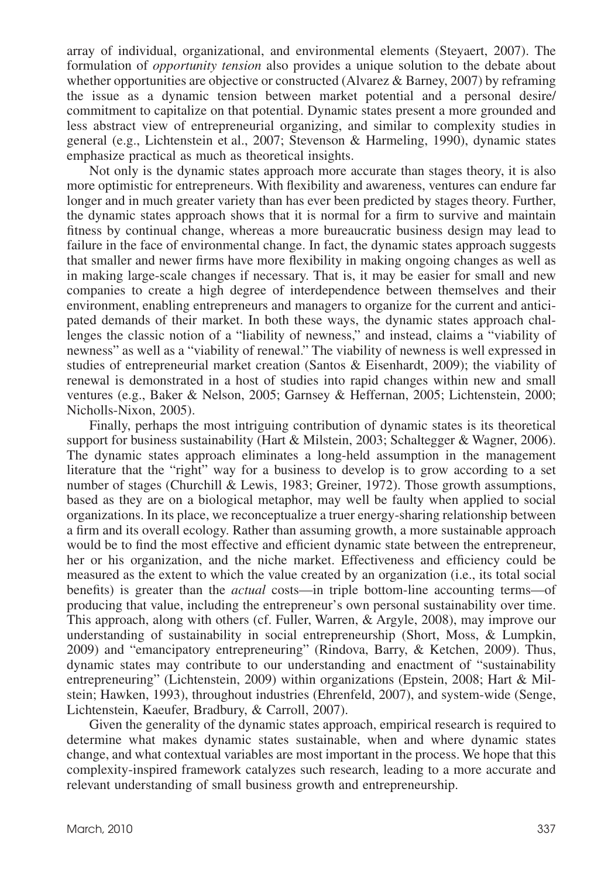array of individual, organizational, and environmental elements (Steyaert, 2007). The formulation of *opportunity tension* also provides a unique solution to the debate about whether opportunities are objective or constructed (Alvarez & Barney, 2007) by reframing the issue as a dynamic tension between market potential and a personal desire/commitment to capitalize on that potential. Dynamic states present a more grounded and less abstract view of entrepreneurial organizing, and similar to complexity studies in general (e.g., Lichtenstein et al., 2007; Stevenson & Harmeling, 1990), dynamic states emphasize practical as much as theoretical insights.

Not only is the dynamic states approach more accurate than stages theory, it is also more optimistic for entrepreneurs. With flexibility and awareness, ventures can endure far longer and in much greater variety than has ever been predicted by stages theory. Further, the dynamic states approach shows that it is normal for a firm to survive and maintain fitness by continual change, whereas a more bureaucratic business design may lead to failure in the face of environmental change. In fact, the dynamic states approach suggests that smaller and newer firms have more flexibility in making ongoing changes as well as in making large-scale changes if necessary. That is, it may be easier for small and new companies to create a high degree of interdependence between themselves and their environment, enabling entrepreneurs and managers to organize for the current and anticipated demands of their market. In both these ways, the dynamic states approach challenges the classic notion of a "liability of newness," and instead, claims a "viability of newness" as well as a "viability of renewal." The viability of newness is well expressed in studies of entrepreneurial market creation (Santos & Eisenhardt, 2009); the viability of renewal is demonstrated in a host of studies into rapid changes within new and small ventures (e.g., Baker & Nelson, 2005; Garnsey & Heffernan, 2005; Lichtenstein, 2000; Nicholls-Nixon, 2005).

Finally, perhaps the most intriguing contribution of dynamic states is its theoretical support for business sustainability (Hart & Milstein, 2003; Schaltegger & Wagner, 2006). The dynamic states approach eliminates a long-held assumption in the management literature that the "right" way for a business to develop is to grow according to a set number of stages (Churchill & Lewis, 1983; Greiner, 1972). Those growth assumptions, based as they are on a biological metaphor, may well be faulty when applied to social organizations. In its place, we reconceptualize a truer energy-sharing relationship between a firm and its overall ecology. Rather than assuming growth, a more sustainable approach would be to find the most effective and efficient dynamic state between the entrepreneur, her or his organization, and the niche market. Effectiveness and efficiency could be measured as the extent to which the value created by an organization (i.e., its total social benefits) is greater than the *actual* costs—in triple bottom-line accounting terms—of producing that value, including the entrepreneur's own personal sustainability over time. This approach, along with others (cf. Fuller, Warren, & Argyle, 2008), may improve our understanding of sustainability in social entrepreneurship (Short, Moss, & Lumpkin, 2009) and "emancipatory entrepreneuring" (Rindova, Barry, & Ketchen, 2009). Thus, dynamic states may contribute to our understanding and enactment of "sustainability entrepreneuring" (Lichtenstein, 2009) within organizations (Epstein, 2008; Hart & Milstein; Hawken, 1993), throughout industries (Ehrenfeld, 2007), and system-wide (Senge, Lichtenstein, Kaeufer, Bradbury, & Carroll, 2007).

Given the generality of the dynamic states approach, empirical research is required to determine what makes dynamic states sustainable, when and where dynamic states change, and what contextual variables are most important in the process. We hope that this complexity-inspired framework catalyzes such research, leading to a more accurate and relevant understanding of small business growth and entrepreneurship.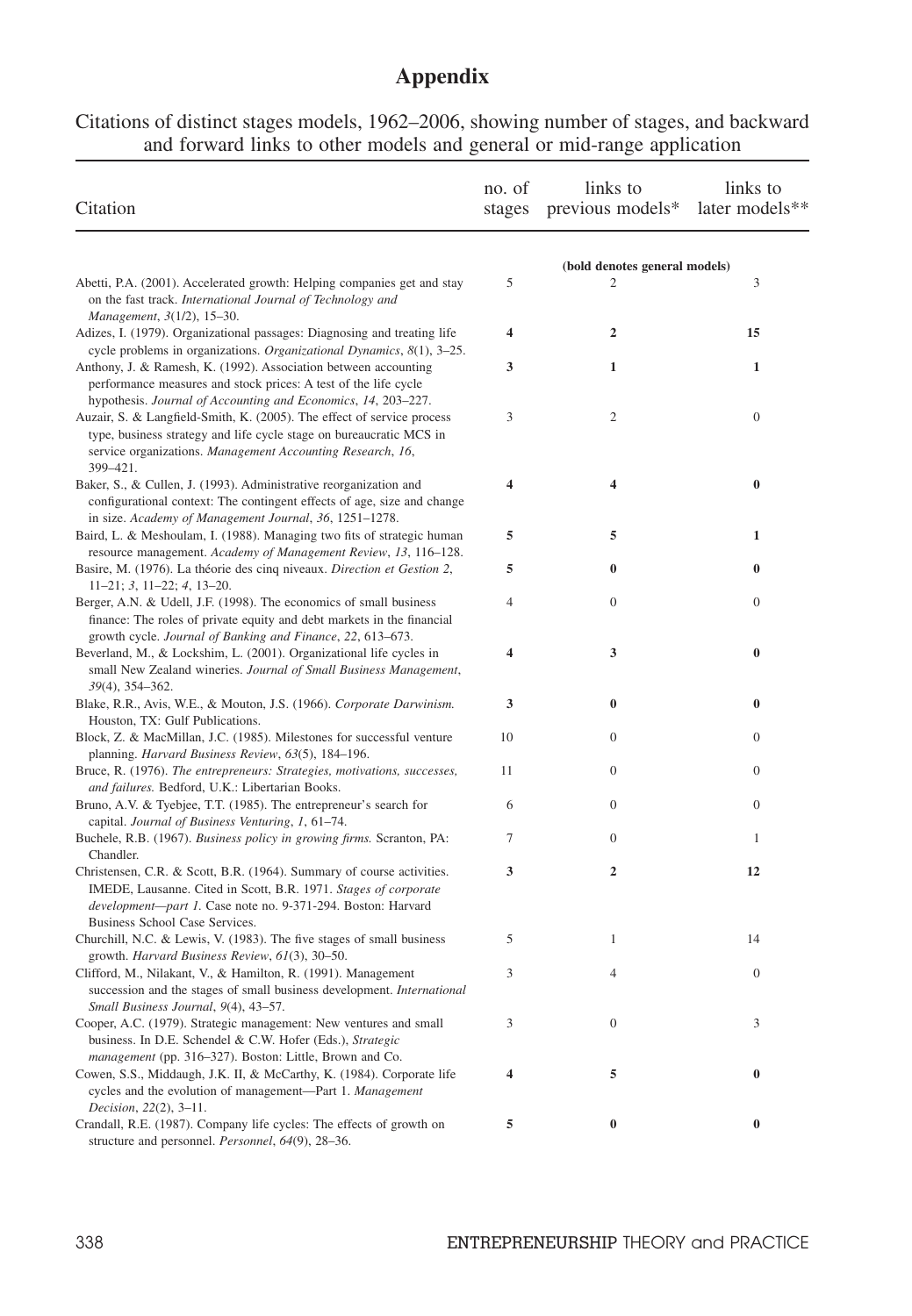## Appendix

Citations of distinct stages models, 1962–2006, showing number of stages, and backward and forward links to other models and general or mid-range application

| Citation | no. of stages | links to previous models* | links to later models** |
|---|---|---|---|
| | | **(bold denotes general models)** | |
| Abetti, P.A. (2001). Accelerated growth: Helping companies get and stay on the fast track. *International Journal of Technology and Management*, *3*(1/2), 15–30. | 5 | 2 | 3 |
| **Adizes, I. (1979). Organizational passages: Diagnosing and treating life cycle problems in organizations. *Organizational Dynamics*, *8*(1), 3–25.** | **4** | **2** | **15** |
| **Anthony, J. & Ramesh, K. (1992). Association between accounting performance measures and stock prices: A test of the life cycle hypothesis. *Journal of Accounting and Economics*, *14*, 203–227.** | **3** | **1** | **1** |
| Auzair, S. & Langfield-Smith, K. (2005). The effect of service process type, business strategy and life cycle stage on bureaucratic MCS in service organizations. *Management Accounting Research*, *16*, 399–421. | 3 | 2 | 0 |
| **Baker, S., & Cullen, J. (1993). Administrative reorganization and configurational context: The contingent effects of age, size and change in size. *Academy of Management Journal*, *36*, 1251–1278.** | **4** | **4** | **0** |
| **Baird, L. & Meshoulam, I. (1988). Managing two fits of strategic human resource management. *Academy of Management Review*, *13*, 116–128.** | **5** | **5** | **1** |
| **Basire, M. (1976). La théorie des cinq niveaux. *Direction et Gestion 2*, 11–21; *3*, 11–22; *4*, 13–20.** | **5** | **0** | **0** |
| Berger, A.N. & Udell, J.F. (1998). The economics of small business finance: The roles of private equity and debt markets in the financial growth cycle. *Journal of Banking and Finance*, *22*, 613–673. | 4 | 0 | 0 |
| **Beverland, M., & Lockshim, L. (2001). Organizational life cycles in small New Zealand wineries. *Journal of Small Business Management*, *39*(4), 354–362.** | **4** | **3** | **0** |
| **Blake, R.R., Avis, W.E., & Mouton, J.S. (1966). *Corporate Darwinism.* Houston, TX: Gulf Publications.** | **3** | **0** | **0** |
| Block, Z. & MacMillan, J.C. (1985). Milestones for successful venture planning. *Harvard Business Review*, *63*(5), 184–196. | 10 | 0 | 0 |
| Bruce, R. (1976). *The entrepreneurs: Strategies, motivations, successes, and failures.* Bedford, U.K.: Libertarian Books. | 11 | 0 | 0 |
| Bruno, A.V. & Tyebjee, T.T. (1985). The entrepreneur's search for capital. *Journal of Business Venturing*, *1*, 61–74. | 6 | 0 | 0 |
| Buchele, R.B. (1967). *Business policy in growing firms.* Scranton, PA: Chandler. | 7 | 0 | 1 |
| **Christensen, C.R. & Scott, B.R. (1964). Summary of course activities. IMEDE, Lausanne. Cited in Scott, B.R. 1971. *Stages of corporate development—part 1.* Case note no. 9-371-294. Boston: Harvard Business School Case Services.** | **3** | **2** | **12** |
| Churchill, N.C. & Lewis, V. (1983). The five stages of small business growth. *Harvard Business Review*, *61*(3), 30–50. | 5 | 1 | 14 |
| Clifford, M., Nilakant, V., & Hamilton, R. (1991). Management succession and the stages of small business development. *International Small Business Journal*, *9*(4), 43–57. | 3 | 4 | 0 |
| Cooper, A.C. (1979). Strategic management: New ventures and small business. In D.E. Schendel & C.W. Hofer (Eds.), *Strategic management* (pp. 316–327). Boston: Little, Brown and Co. | 3 | 0 | 3 |
| **Cowen, S.S., Middaugh, J.K. II, & McCarthy, K. (1984). Corporate life cycles and the evolution of management—Part 1. *Management Decision*, *22*(2), 3–11.** | **4** | **5** | **0** |
| **Crandall, R.E. (1987). Company life cycles: The effects of growth on structure and personnel. *Personnel*, *64*(9), 28–36.** | **5** | **0** | **0** |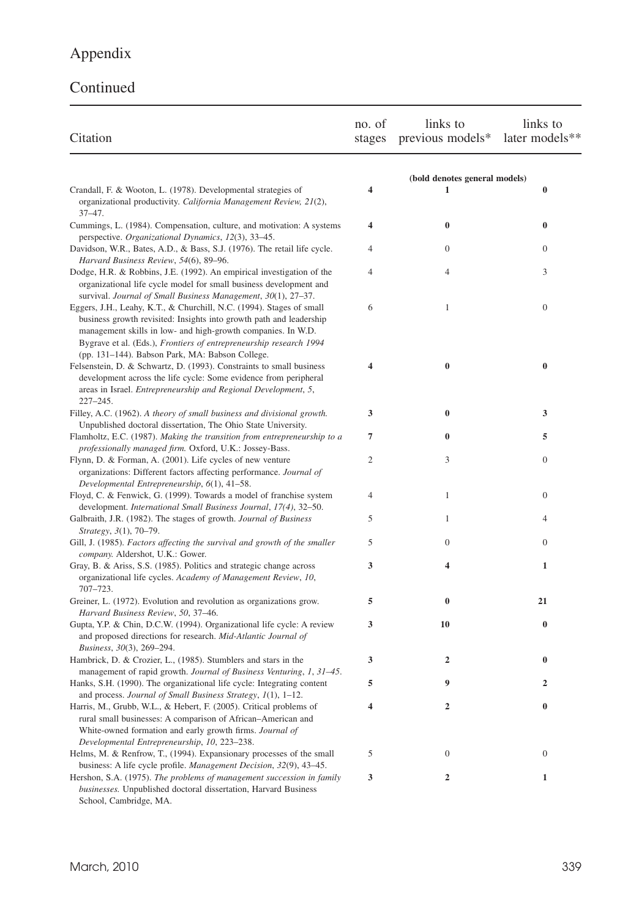# Appendix

## Continued

| Citation | no. of stages | links to previous models* | links to later models** |
|---|---|---|---|
| | | **(bold denotes general models)** | |
| Crandall, F. & Wooton, L. (1978). Developmental strategies of organizational productivity. *California Management Review, 21*(2), 37–47. | **4** | **1** | **0** |
| Cummings, L. (1984). Compensation, culture, and motivation: A systems perspective. *Organizational Dynamics*, *12*(3), 33–45. | **4** | **0** | **0** |
| Davidson, W.R., Bates, A.D., & Bass, S.J. (1976). The retail life cycle. *Harvard Business Review*, *54*(6), 89–96. | 4 | 0 | 0 |
| Dodge, H.R. & Robbins, J.E. (1992). An empirical investigation of the organizational life cycle model for small business development and survival. *Journal of Small Business Management*, *30*(1), 27–37. | 4 | 4 | 3 |
| Eggers, J.H., Leahy, K.T., & Churchill, N.C. (1994). Stages of small business growth revisited: Insights into growth path and leadership management skills in low- and high-growth companies. In W.D. Bygrave et al. (Eds.), *Frontiers of entrepreneurship research 1994* (pp. 131–144). Babson Park, MA: Babson College. | 6 | 1 | 0 |
| Felsenstein, D. & Schwartz, D. (1993). Constraints to small business development across the life cycle: Some evidence from peripheral areas in Israel. *Entrepreneurship and Regional Development*, *5*, 227–245. | **4** | **0** | **0** |
| Filley, A.C. (1962). *A theory of small business and divisional growth.* Unpublished doctoral dissertation, The Ohio State University. | **3** | **0** | **3** |
| Flamholtz, E.C. (1987). *Making the transition from entrepreneurship to a professionally managed firm.* Oxford, U.K.: Jossey-Bass. | **7** | **0** | **5** |
| Flynn, D. & Forman, A. (2001). Life cycles of new venture organizations: Different factors affecting performance. *Journal of Developmental Entrepreneurship*, *6*(1), 41–58. | 2 | 3 | 0 |
| Floyd, C. & Fenwick, G. (1999). Towards a model of franchise system development. *International Small Business Journal*, *17(4)*, 32–50. | 4 | 1 | 0 |
| Galbraith, J.R. (1982). The stages of growth. *Journal of Business Strategy*, *3*(1), 70–79. | 5 | 1 | 4 |
| Gill, J. (1985). *Factors affecting the survival and growth of the smaller company.* Aldershot, U.K.: Gower. | 5 | 0 | 0 |
| Gray, B. & Ariss, S.S. (1985). Politics and strategic change across organizational life cycles. *Academy of Management Review*, *10*, 707–723. | **3** | **4** | **1** |
| Greiner, L. (1972). Evolution and revolution as organizations grow. *Harvard Business Review*, *50*, 37–46. | **5** | **0** | **21** |
| Gupta, Y.P. & Chin, D.C.W. (1994). Organizational life cycle: A review and proposed directions for research. *Mid-Atlantic Journal of Business*, *30*(3), 269–294. | **3** | **10** | **0** |
| Hambrick, D. & Crozier, L., (1985). Stumblers and stars in the management of rapid growth. *Journal of Business Venturing*, *1*, *31–45*. | **3** | **2** | **0** |
| Hanks, S.H. (1990). The organizational life cycle: Integrating content and process. *Journal of Small Business Strategy*, *1*(1), 1–12. | **5** | **9** | **2** |
| Harris, M., Grubb, W.L., & Hebert, F. (2005). Critical problems of rural small businesses: A comparison of African–American and White-owned formation and early growth firms. *Journal of Developmental Entrepreneurship*, *10*, 223–238. | **4** | **2** | **0** |
| Helms, M. & Renfrow, T., (1994). Expansionary processes of the small business: A life cycle profile. *Management Decision*, *32*(9), 43–45. | 5 | 0 | 0 |
| Hershon, S.A. (1975). *The problems of management succession in family businesses.* Unpublished doctoral dissertation, Harvard Business School, Cambridge, MA. | **3** | **2** | **1** |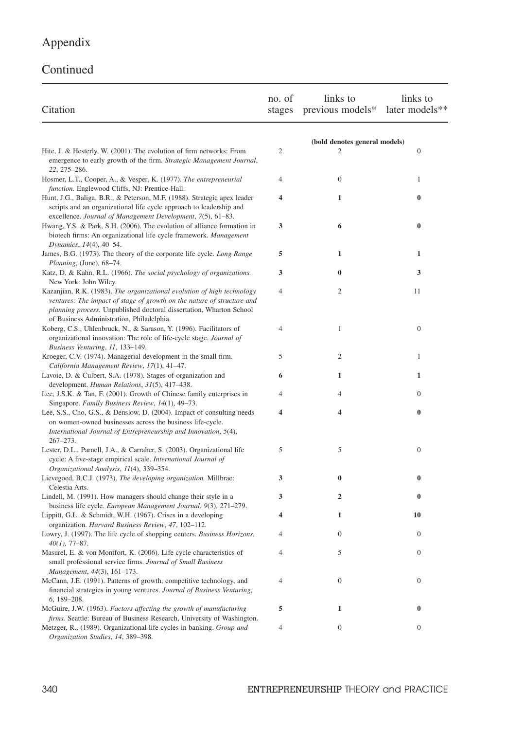# Appendix

## Continued

| Citation | no. of stages | links to previous models* | links to later models** |
|---|---|---|---|
| | | (bold denotes general models) | |
| Hite, J. & Hesterly, W. (2001). The evolution of firm networks: From emergence to early growth of the firm. *Strategic Management Journal*, *22*, 275–286. | 2 | 2 | 0 |
| Hosmer, L.T., Cooper, A., & Vesper, K. (1977). *The entrepreneurial function.* Englewood Cliffs, NJ: Prentice-Hall. | 4 | 0 | 1 |
| Hunt, J.G., Baliga, B.R., & Peterson, M.F. (1988). Strategic apex leader scripts and an organizational life cycle approach to leadership and excellence. *Journal of Management Development*, *7*(5), 61–83. | **4** | **1** | **0** |
| Hwang, Y.S. & Park, S.H. (2006). The evolution of alliance formation in biotech firms: An organizational life cycle framework. *Management Dynamics*, *14*(4), 40–54. | **3** | **6** | **0** |
| James, B.G. (1973). The theory of the corporate life cycle. *Long Range Planning*, (June), 68–74. | **5** | **1** | **1** |
| Katz, D. & Kahn, R.L. (1966). *The social psychology of organizations.* New York: John Wiley. | **3** | **0** | **3** |
| Kazanjian, R.K. (1983). *The organizational evolution of high technology ventures: The impact of stage of growth on the nature of structure and planning process.* Unpublished doctoral dissertation, Wharton School of Business Administration, Philadelphia. | 4 | 2 | 11 |
| Koberg, C.S., Uhlenbruck, N., & Sarason, Y. (1996). Facilitators of organizational innovation: The role of life-cycle stage. *Journal of Business Venturing*, *11*, 133–149. | 4 | 1 | 0 |
| Kroeger, C.V. (1974). Managerial development in the small firm. *California Management Review*, *17*(1), 41–47. | 5 | 2 | 1 |
| Lavoie, D. & Culbert, S.A. (1978). Stages of organization and development. *Human Relations*, *31*(5), 417–438. | **6** | **1** | **1** |
| Lee, J.S.K. & Tan, F. (2001). Growth of Chinese family enterprises in Singapore. *Family Business Review*, *14*(1), 49–73. | 4 | 4 | 0 |
| Lee, S.S., Cho, G.S., & Denslow, D. (2004). Impact of consulting needs on women-owned businesses across the business life-cycle. *International Journal of Entrepreneurship and Innovation*, *5*(4), 267–273. | **4** | **4** | **0** |
| Lester, D.L., Parnell, J.A., & Carraher, S. (2003). Organizational life cycle: A five-stage empirical scale. *International Journal of Organizational Analysis*, *11*(4), 339–354. | 5 | 5 | 0 |
| Lievegoed, B.C.J. (1973). *The developing organization.* Millbrae: Celestia Arts. | **3** | **0** | **0** |
| Lindell, M. (1991). How managers should change their style in a business life cycle. *European Management Journal*, *9*(3), 271–279. | **3** | **2** | **0** |
| Lippitt, G.L. & Schmidt, W.H. (1967). Crises in a developing organization. *Harvard Business Review*, *47*, 102–112. | **4** | **1** | **10** |
| Lowry, J. (1997). The life cycle of shopping centers. *Business Horizons*, *40(1)*, 77–87. | 4 | 0 | 0 |
| Masurel, E. & von Montfort, K. (2006). Life cycle characteristics of small professional service firms. *Journal of Small Business Management*, *44*(3), 161–173. | 4 | 5 | 0 |
| McCann, J.E. (1991). Patterns of growth, competitive technology, and financial strategies in young ventures. *Journal of Business Venturing*, *6*, 189–208. | 4 | 0 | 0 |
| McGuire, J.W. (1963). *Factors affecting the growth of manufacturing firms.* Seattle: Bureau of Business Research, University of Washington. | **5** | **1** | **0** |
| Metzger, R., (1989). Organizational life cycles in banking. *Group and Organization Studies*, *14*, 389–398. | 4 | 0 | 0 |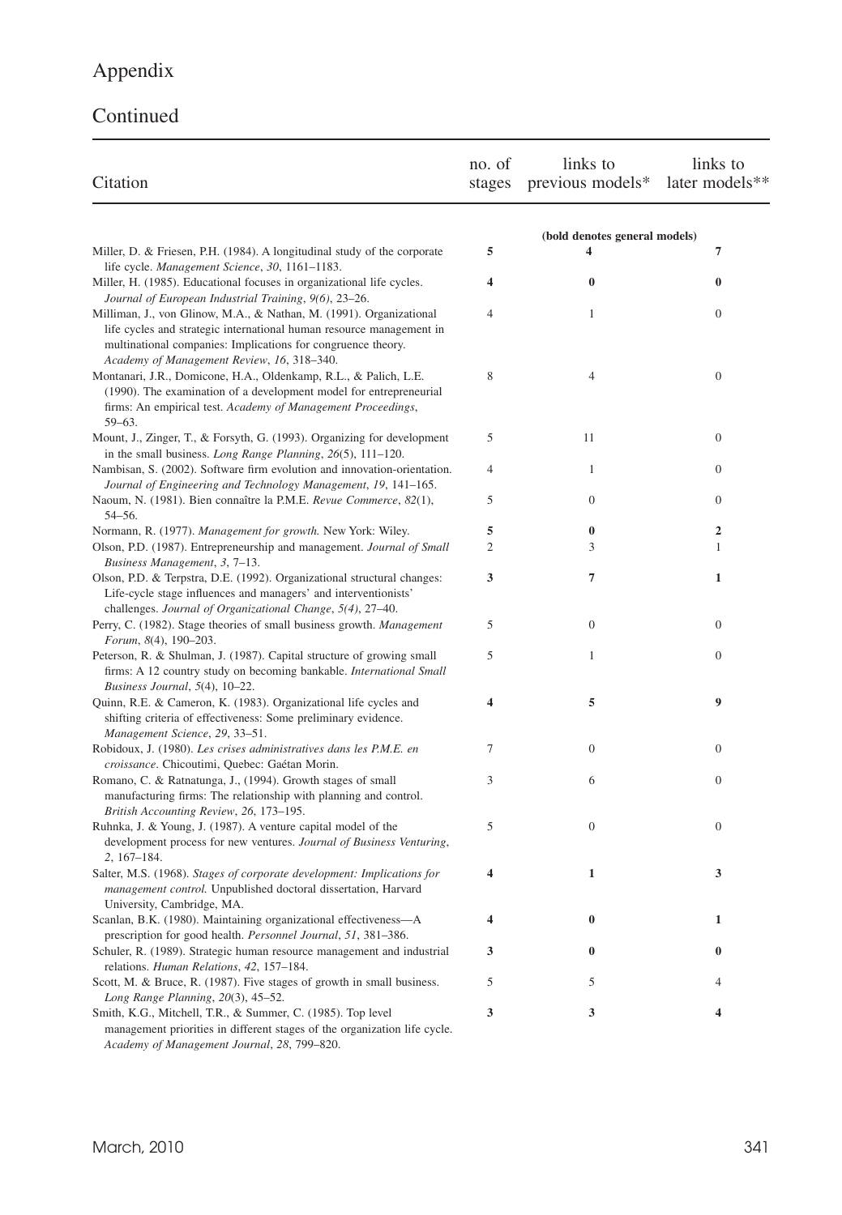## Appendix

## Continued

| Citation | no. of stages | links to previous models* | links to later models** |
|---|---|---|---|
| | | **(bold denotes general models)** | |
| Miller, D. & Friesen, P.H. (1984). A longitudinal study of the corporate life cycle. *Management Science*, *30*, 1161–1183. | **5** | **4** | **7** |
| Miller, H. (1985). Educational focuses in organizational life cycles. *Journal of European Industrial Training*, *9(6)*, 23–26. | **4** | **0** | **0** |
| Milliman, J., von Glinow, M.A., & Nathan, M. (1991). Organizational life cycles and strategic international human resource management in multinational companies: Implications for congruence theory. *Academy of Management Review*, *16*, 318–340. | 4 | 1 | 0 |
| Montanari, J.R., Domicone, H.A., Oldenkamp, R.L., & Palich, L.E. (1990). The examination of a development model for entrepreneurial firms: An empirical test. *Academy of Management Proceedings*, 59–63. | 8 | 4 | 0 |
| Mount, J., Zinger, T., & Forsyth, G. (1993). Organizing for development in the small business. *Long Range Planning*, *26*(5), 111–120. | 5 | 11 | 0 |
| Nambisan, S. (2002). Software firm evolution and innovation-orientation. *Journal of Engineering and Technology Management*, *19*, 141–165. | 4 | 1 | 0 |
| Naoum, N. (1981). Bien connaître la P.M.E. *Revue Commerce*, *82*(1), 54–56. | 5 | 0 | 0 |
| Normann, R. (1977). *Management for growth.* New York: Wiley. | **5** | **0** | **2** |
| Olson, P.D. (1987). Entrepreneurship and management. *Journal of Small Business Management*, *3*, 7–13. | 2 | 3 | 1 |
| Olson, P.D. & Terpstra, D.E. (1992). Organizational structural changes: Life-cycle stage influences and managers' and interventionists' challenges. *Journal of Organizational Change*, *5(4)*, 27–40. | **3** | **7** | **1** |
| Perry, C. (1982). Stage theories of small business growth. *Management Forum*, *8*(4), 190–203. | 5 | 0 | 0 |
| Peterson, R. & Shulman, J. (1987). Capital structure of growing small firms: A 12 country study on becoming bankable. *International Small Business Journal*, *5*(4), 10–22. | 5 | 1 | 0 |
| Quinn, R.E. & Cameron, K. (1983). Organizational life cycles and shifting criteria of effectiveness: Some preliminary evidence. *Management Science*, *29*, 33–51. | **4** | **5** | **9** |
| Robidoux, J. (1980). *Les crises administratives dans les P.M.E. en croissance*. Chicoutimi, Quebec: Gaétan Morin. | 7 | 0 | 0 |
| Romano, C. & Ratnatunga, J., (1994). Growth stages of small manufacturing firms: The relationship with planning and control. *British Accounting Review*, *26*, 173–195. | 3 | 6 | 0 |
| Ruhnka, J. & Young, J. (1987). A venture capital model of the development process for new ventures. *Journal of Business Venturing*, *2*, 167–184. | 5 | 0 | 0 |
| Salter, M.S. (1968). *Stages of corporate development: Implications for management control.* Unpublished doctoral dissertation, Harvard University, Cambridge, MA. | **4** | **1** | **3** |
| Scanlan, B.K. (1980). Maintaining organizational effectiveness—A prescription for good health. *Personnel Journal*, *51*, 381–386. | **4** | **0** | **1** |
| Schuler, R. (1989). Strategic human resource management and industrial relations. *Human Relations*, *42*, 157–184. | **3** | **0** | **0** |
| Scott, M. & Bruce, R. (1987). Five stages of growth in small business. *Long Range Planning*, *20*(3), 45–52. | 5 | 5 | 4 |
| Smith, K.G., Mitchell, T.R., & Summer, C. (1985). Top level management priorities in different stages of the organization life cycle. *Academy of Management Journal*, *28*, 799–820. | **3** | **3** | **4** |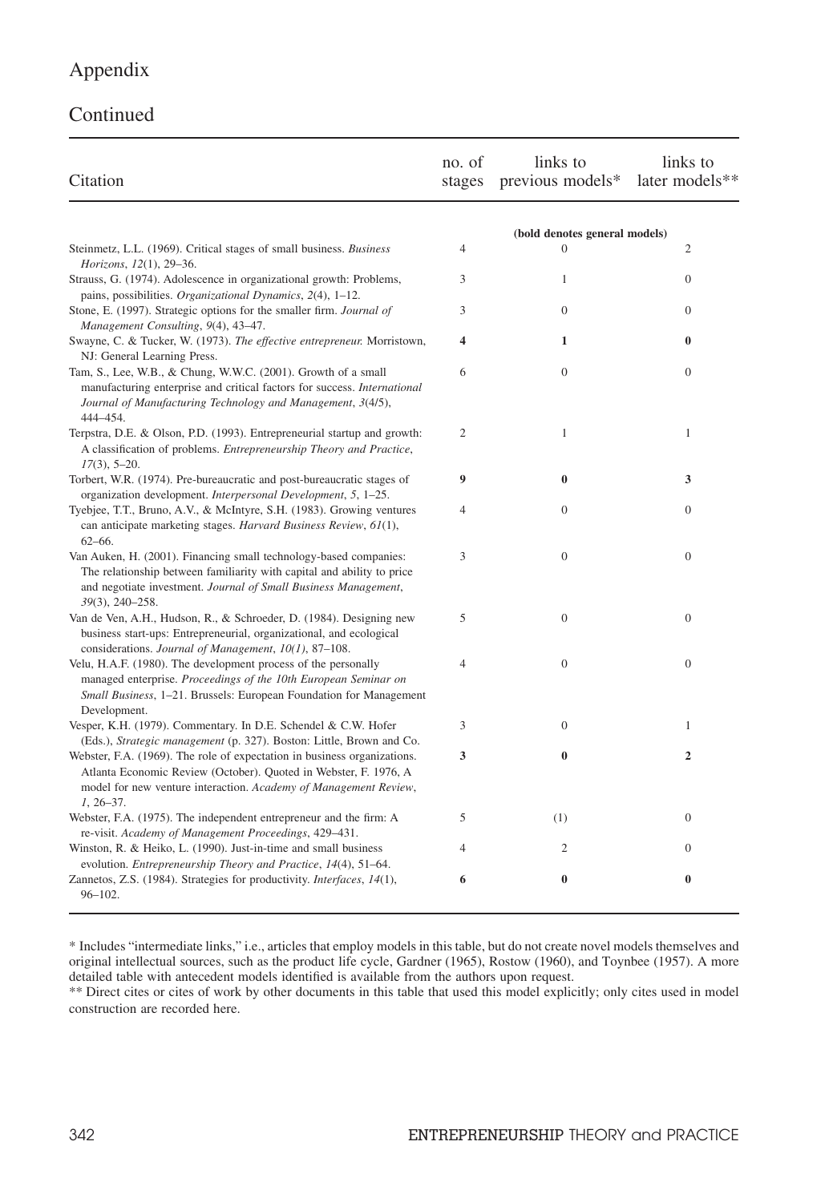## Appendix

## Continued

| Citation | no. of stages | links to previous models* | links to later models** |
|---|---|---|---|
| | | **(bold denotes general models)** | |
| Steinmetz, L.L. (1969). Critical stages of small business. *Business Horizons*, *12*(1), 29–36. | 4 | 0 | 2 |
| Strauss, G. (1974). Adolescence in organizational growth: Problems, pains, possibilities. *Organizational Dynamics*, *2*(4), 1–12. | 3 | 1 | 0 |
| Stone, E. (1997). Strategic options for the smaller firm. *Journal of Management Consulting*, *9*(4), 43–47. | 3 | 0 | 0 |
| Swayne, C. & Tucker, W. (1973). *The effective entrepreneur.* Morristown, NJ: General Learning Press. | **4** | **1** | **0** |
| Tam, S., Lee, W.B., & Chung, W.W.C. (2001). Growth of a small manufacturing enterprise and critical factors for success. *International Journal of Manufacturing Technology and Management*, *3*(4/5), 444–454. | 6 | 0 | 0 |
| Terpstra, D.E. & Olson, P.D. (1993). Entrepreneurial startup and growth: A classification of problems. *Entrepreneurship Theory and Practice*, *17*(3), 5–20. | 2 | 1 | 1 |
| Torbert, W.R. (1974). Pre-bureaucratic and post-bureaucratic stages of organization development. *Interpersonal Development*, *5*, 1–25. | **9** | **0** | **3** |
| Tyebjee, T.T., Bruno, A.V., & McIntyre, S.H. (1983). Growing ventures can anticipate marketing stages. *Harvard Business Review*, *61*(1), 62–66. | 4 | 0 | 0 |
| Van Auken, H. (2001). Financing small technology-based companies: The relationship between familiarity with capital and ability to price and negotiate investment. *Journal of Small Business Management*, *39*(3), 240–258. | 3 | 0 | 0 |
| Van de Ven, A.H., Hudson, R., & Schroeder, D. (1984). Designing new business start-ups: Entrepreneurial, organizational, and ecological considerations. *Journal of Management*, *10(1)*, 87–108. | 5 | 0 | 0 |
| Velu, H.A.F. (1980). The development process of the personally managed enterprise. *Proceedings of the 10th European Seminar on Small Business*, 1–21. Brussels: European Foundation for Management Development. | 4 | 0 | 0 |
| Vesper, K.H. (1979). Commentary. In D.E. Schendel & C.W. Hofer (Eds.), *Strategic management* (p. 327). Boston: Little, Brown and Co. | 3 | 0 | 1 |
| Webster, F.A. (1969). The role of expectation in business organizations. Atlanta Economic Review (October). Quoted in Webster, F. 1976, A model for new venture interaction. *Academy of Management Review*, *1*, 26–37. | **3** | **0** | **2** |
| Webster, F.A. (1975). The independent entrepreneur and the firm: A re-visit. *Academy of Management Proceedings*, 429–431. | 5 | (1) | 0 |
| Winston, R. & Heiko, L. (1990). Just-in-time and small business evolution. *Entrepreneurship Theory and Practice*, *14*(4), 51–64. | 4 | 2 | 0 |
| Zannetos, Z.S. (1984). Strategies for productivity. *Interfaces*, *14*(1), 96–102. | **6** | **0** | **0** |

* Includes "intermediate links," i.e., articles that employ models in this table, but do not create novel models themselves and original intellectual sources, such as the product life cycle, Gardner (1965), Rostow (1960), and Toynbee (1957). A more detailed table with antecedent models identified is available from the authors upon request.

** Direct cites or cites of work by other documents in this table that used this model explicitly; only cites used in model construction are recorded here.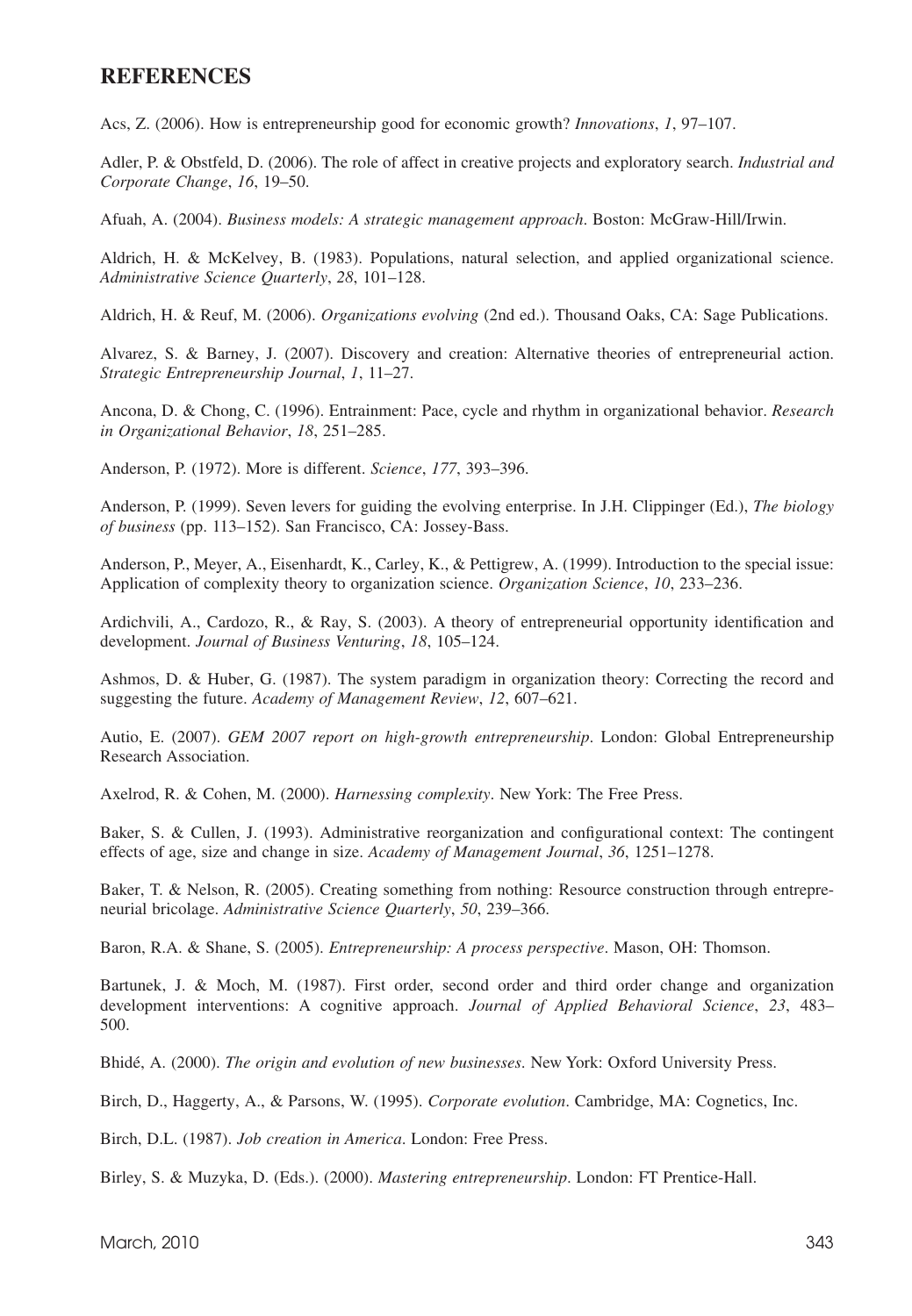## REFERENCES

Acs, Z. (2006). How is entrepreneurship good for economic growth? *Innovations*, *1*, 97–107.

Adler, P. & Obstfeld, D. (2006). The role of affect in creative projects and exploratory search. *Industrial and Corporate Change*, *16*, 19–50.

Afuah, A. (2004). *Business models: A strategic management approach*. Boston: McGraw-Hill/Irwin.

Aldrich, H. & McKelvey, B. (1983). Populations, natural selection, and applied organizational science. *Administrative Science Quarterly*, *28*, 101–128.

Aldrich, H. & Reuf, M. (2006). *Organizations evolving* (2nd ed.). Thousand Oaks, CA: Sage Publications.

Alvarez, S. & Barney, J. (2007). Discovery and creation: Alternative theories of entrepreneurial action. *Strategic Entrepreneurship Journal*, *1*, 11–27.

Ancona, D. & Chong, C. (1996). Entrainment: Pace, cycle and rhythm in organizational behavior. *Research in Organizational Behavior*, *18*, 251–285.

Anderson, P. (1972). More is different. *Science*, *177*, 393–396.

Anderson, P. (1999). Seven levers for guiding the evolving enterprise. In J.H. Clippinger (Ed.), *The biology of business* (pp. 113–152). San Francisco, CA: Jossey-Bass.

Anderson, P., Meyer, A., Eisenhardt, K., Carley, K., & Pettigrew, A. (1999). Introduction to the special issue: Application of complexity theory to organization science. *Organization Science*, *10*, 233–236.

Ardichvili, A., Cardozo, R., & Ray, S. (2003). A theory of entrepreneurial opportunity identification and development. *Journal of Business Venturing*, *18*, 105–124.

Ashmos, D. & Huber, G. (1987). The system paradigm in organization theory: Correcting the record and suggesting the future. *Academy of Management Review*, *12*, 607–621.

Autio, E. (2007). *GEM 2007 report on high-growth entrepreneurship*. London: Global Entrepreneurship Research Association.

Axelrod, R. & Cohen, M. (2000). *Harnessing complexity*. New York: The Free Press.

Baker, S. & Cullen, J. (1993). Administrative reorganization and configurational context: The contingent effects of age, size and change in size. *Academy of Management Journal*, *36*, 1251–1278.

Baker, T. & Nelson, R. (2005). Creating something from nothing: Resource construction through entrepreneurial bricolage. *Administrative Science Quarterly*, *50*, 239–366.

Baron, R.A. & Shane, S. (2005). *Entrepreneurship: A process perspective*. Mason, OH: Thomson.

Bartunek, J. & Moch, M. (1987). First order, second order and third order change and organization development interventions: A cognitive approach. *Journal of Applied Behavioral Science*, *23*, 483–500.

Bhidé, A. (2000). *The origin and evolution of new businesses*. New York: Oxford University Press.

Birch, D., Haggerty, A., & Parsons, W. (1995). *Corporate evolution*. Cambridge, MA: Cognetics, Inc.

Birch, D.L. (1987). *Job creation in America*. London: Free Press.

Birley, S. & Muzyka, D. (Eds.). (2000). *Mastering entrepreneurship*. London: FT Prentice-Hall.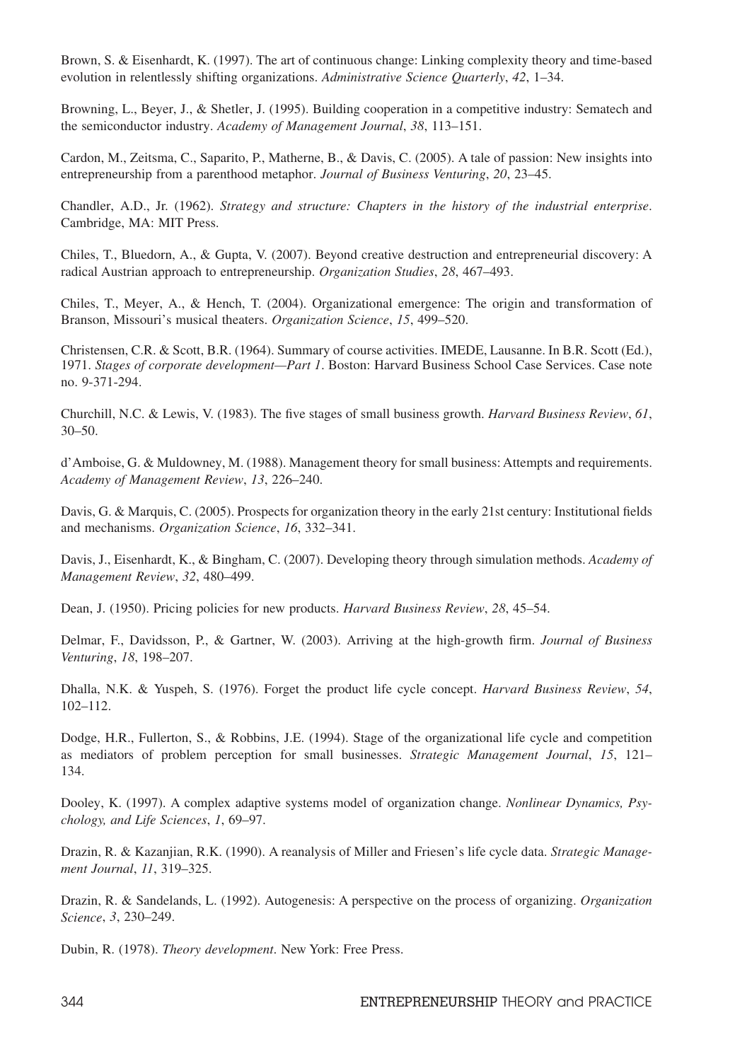Brown, S. & Eisenhardt, K. (1997). The art of continuous change: Linking complexity theory and time-based evolution in relentlessly shifting organizations. *Administrative Science Quarterly*, *42*, 1–34.

Browning, L., Beyer, J., & Shetler, J. (1995). Building cooperation in a competitive industry: Sematech and the semiconductor industry. *Academy of Management Journal*, *38*, 113–151.

Cardon, M., Zeitsma, C., Saparito, P., Matherne, B., & Davis, C. (2005). A tale of passion: New insights into entrepreneurship from a parenthood metaphor. *Journal of Business Venturing*, *20*, 23–45.

Chandler, A.D., Jr. (1962). *Strategy and structure: Chapters in the history of the industrial enterprise*. Cambridge, MA: MIT Press.

Chiles, T., Bluedorn, A., & Gupta, V. (2007). Beyond creative destruction and entrepreneurial discovery: A radical Austrian approach to entrepreneurship. *Organization Studies*, *28*, 467–493.

Chiles, T., Meyer, A., & Hench, T. (2004). Organizational emergence: The origin and transformation of Branson, Missouri's musical theaters. *Organization Science*, *15*, 499–520.

Christensen, C.R. & Scott, B.R. (1964). Summary of course activities. IMEDE, Lausanne. In B.R. Scott (Ed.), 1971. *Stages of corporate development—Part 1*. Boston: Harvard Business School Case Services. Case note no. 9-371-294.

Churchill, N.C. & Lewis, V. (1983). The five stages of small business growth. *Harvard Business Review*, *61*, 30–50.

d'Amboise, G. & Muldowney, M. (1988). Management theory for small business: Attempts and requirements. *Academy of Management Review*, *13*, 226–240.

Davis, G. & Marquis, C. (2005). Prospects for organization theory in the early 21st century: Institutional fields and mechanisms. *Organization Science*, *16*, 332–341.

Davis, J., Eisenhardt, K., & Bingham, C. (2007). Developing theory through simulation methods. *Academy of Management Review*, *32*, 480–499.

Dean, J. (1950). Pricing policies for new products. *Harvard Business Review*, *28*, 45–54.

Delmar, F., Davidsson, P., & Gartner, W. (2003). Arriving at the high-growth firm. *Journal of Business Venturing*, *18*, 198–207.

Dhalla, N.K. & Yuspeh, S. (1976). Forget the product life cycle concept. *Harvard Business Review*, *54*, 102–112.

Dodge, H.R., Fullerton, S., & Robbins, J.E. (1994). Stage of the organizational life cycle and competition as mediators of problem perception for small businesses. *Strategic Management Journal*, *15*, 121–134.

Dooley, K. (1997). A complex adaptive systems model of organization change. *Nonlinear Dynamics, Psychology, and Life Sciences*, *1*, 69–97.

Drazin, R. & Kazanjian, R.K. (1990). A reanalysis of Miller and Friesen's life cycle data. *Strategic Management Journal*, *11*, 319–325.

Drazin, R. & Sandelands, L. (1992). Autogenesis: A perspective on the process of organizing. *Organization Science*, *3*, 230–249.

Dubin, R. (1978). *Theory development*. New York: Free Press.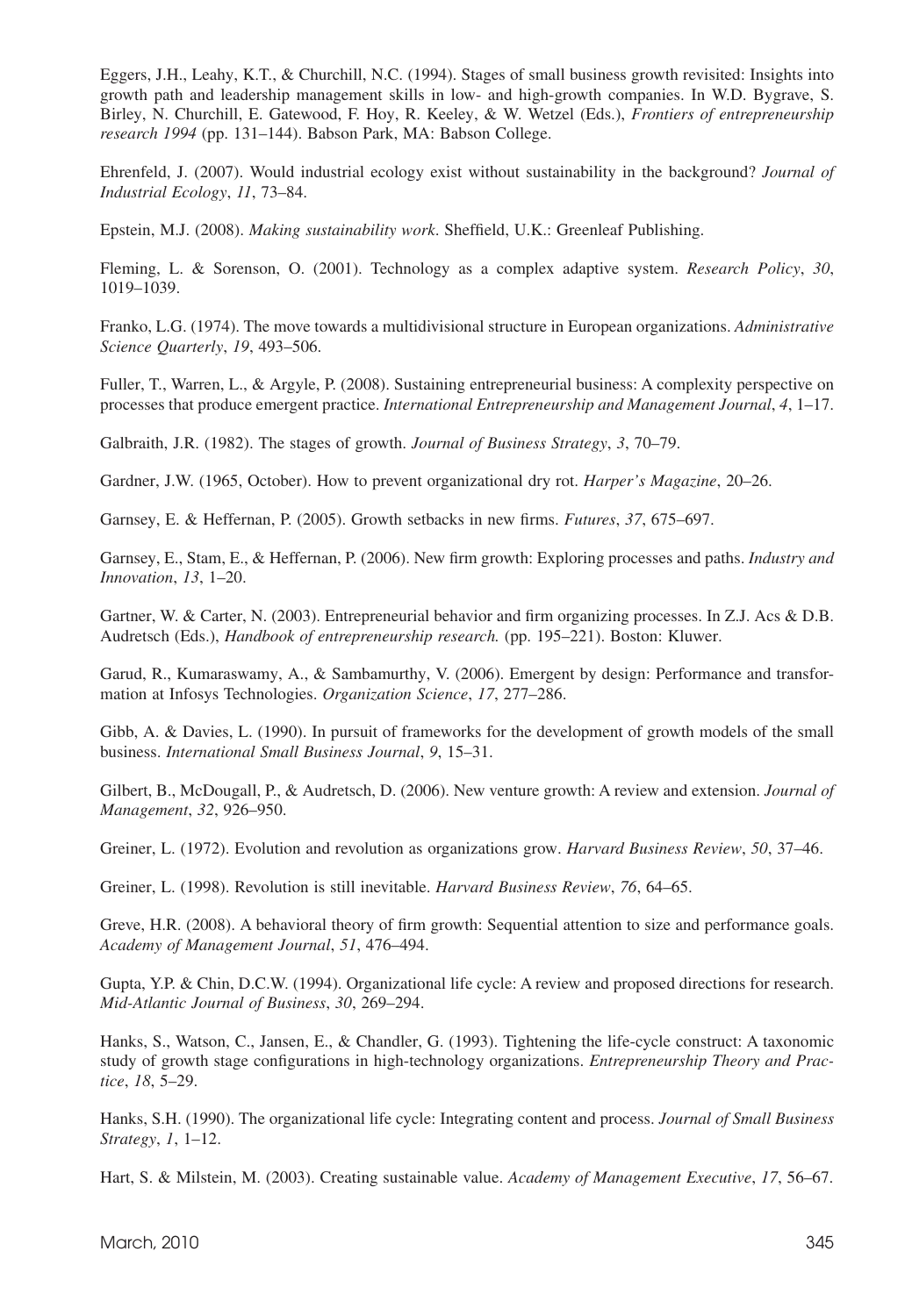Eggers, J.H., Leahy, K.T., & Churchill, N.C. (1994). Stages of small business growth revisited: Insights into growth path and leadership management skills in low- and high-growth companies. In W.D. Bygrave, S. Birley, N. Churchill, E. Gatewood, F. Hoy, R. Keeley, & W. Wetzel (Eds.), *Frontiers of entrepreneurship research 1994* (pp. 131–144). Babson Park, MA: Babson College.

Ehrenfeld, J. (2007). Would industrial ecology exist without sustainability in the background? *Journal of Industrial Ecology*, *11*, 73–84.

Epstein, M.J. (2008). *Making sustainability work*. Sheffield, U.K.: Greenleaf Publishing.

Fleming, L. & Sorenson, O. (2001). Technology as a complex adaptive system. *Research Policy*, *30*, 1019–1039.

Franko, L.G. (1974). The move towards a multidivisional structure in European organizations. *Administrative Science Quarterly*, *19*, 493–506.

Fuller, T., Warren, L., & Argyle, P. (2008). Sustaining entrepreneurial business: A complexity perspective on processes that produce emergent practice. *International Entrepreneurship and Management Journal*, *4*, 1–17.

Galbraith, J.R. (1982). The stages of growth. *Journal of Business Strategy*, *3*, 70–79.

Gardner, J.W. (1965, October). How to prevent organizational dry rot. *Harper's Magazine*, 20–26.

Garnsey, E. & Heffernan, P. (2005). Growth setbacks in new firms. *Futures*, *37*, 675–697.

Garnsey, E., Stam, E., & Heffernan, P. (2006). New firm growth: Exploring processes and paths. *Industry and Innovation*, *13*, 1–20.

Gartner, W. & Carter, N. (2003). Entrepreneurial behavior and firm organizing processes. In Z.J. Acs & D.B. Audretsch (Eds.), *Handbook of entrepreneurship research.* (pp. 195–221). Boston: Kluwer.

Garud, R., Kumaraswamy, A., & Sambamurthy, V. (2006). Emergent by design: Performance and transformation at Infosys Technologies. *Organization Science*, *17*, 277–286.

Gibb, A. & Davies, L. (1990). In pursuit of frameworks for the development of growth models of the small business. *International Small Business Journal*, *9*, 15–31.

Gilbert, B., McDougall, P., & Audretsch, D. (2006). New venture growth: A review and extension. *Journal of Management*, *32*, 926–950.

Greiner, L. (1972). Evolution and revolution as organizations grow. *Harvard Business Review*, *50*, 37–46.

Greiner, L. (1998). Revolution is still inevitable. *Harvard Business Review*, *76*, 64–65.

Greve, H.R. (2008). A behavioral theory of firm growth: Sequential attention to size and performance goals. *Academy of Management Journal*, *51*, 476–494.

Gupta, Y.P. & Chin, D.C.W. (1994). Organizational life cycle: A review and proposed directions for research. *Mid-Atlantic Journal of Business*, *30*, 269–294.

Hanks, S., Watson, C., Jansen, E., & Chandler, G. (1993). Tightening the life-cycle construct: A taxonomic study of growth stage configurations in high-technology organizations. *Entrepreneurship Theory and Practice*, *18*, 5–29.

Hanks, S.H. (1990). The organizational life cycle: Integrating content and process. *Journal of Small Business Strategy*, *1*, 1–12.

Hart, S. & Milstein, M. (2003). Creating sustainable value. *Academy of Management Executive*, *17*, 56–67.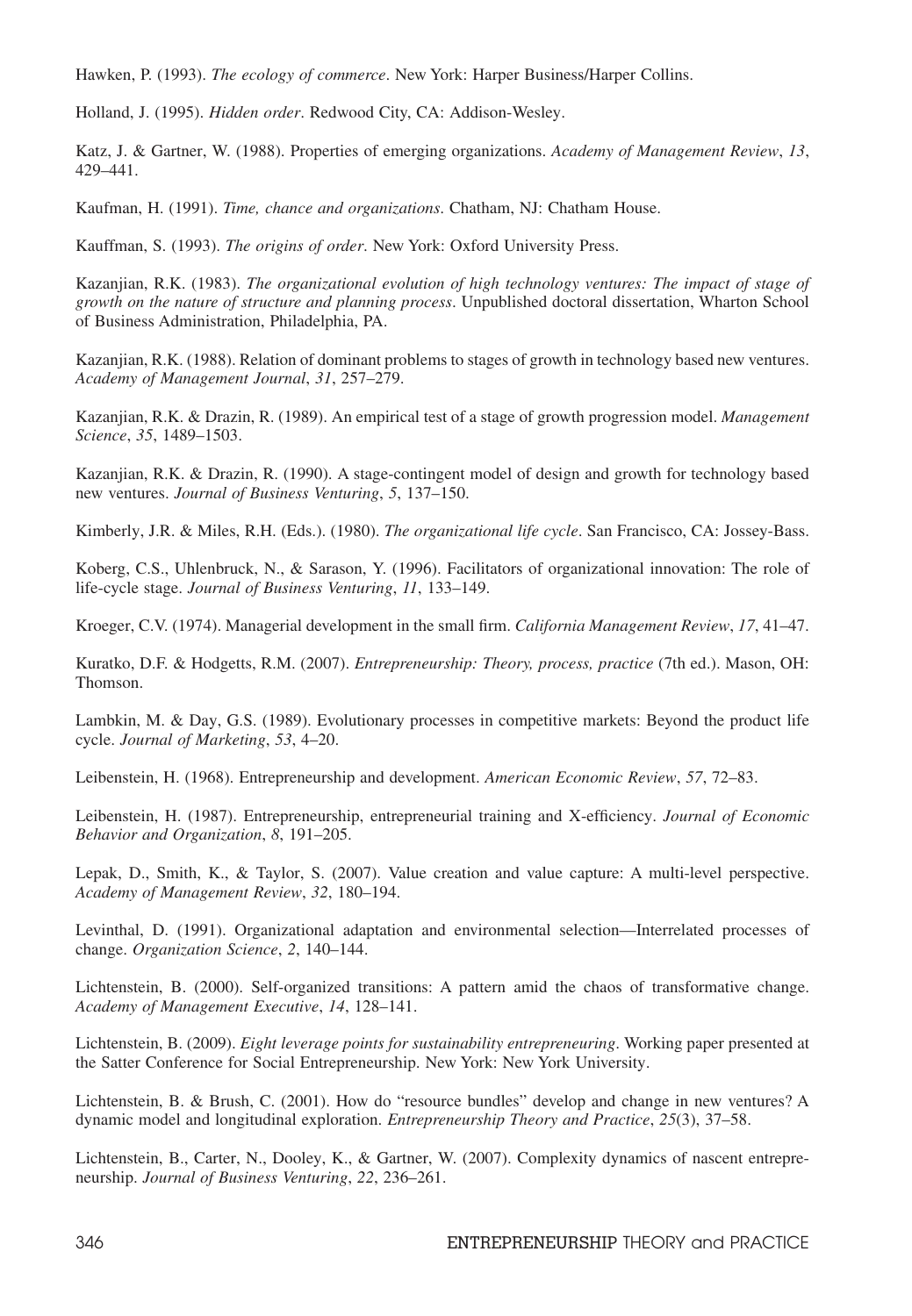Hawken, P. (1993). *The ecology of commerce*. New York: Harper Business/Harper Collins.

Holland, J. (1995). *Hidden order*. Redwood City, CA: Addison-Wesley.

Katz, J. & Gartner, W. (1988). Properties of emerging organizations. *Academy of Management Review*, *13*, 429–441.

Kaufman, H. (1991). *Time, chance and organizations*. Chatham, NJ: Chatham House.

Kauffman, S. (1993). *The origins of order*. New York: Oxford University Press.

Kazanjian, R.K. (1983). *The organizational evolution of high technology ventures: The impact of stage of growth on the nature of structure and planning process*. Unpublished doctoral dissertation, Wharton School of Business Administration, Philadelphia, PA.

Kazanjian, R.K. (1988). Relation of dominant problems to stages of growth in technology based new ventures. *Academy of Management Journal*, *31*, 257–279.

Kazanjian, R.K. & Drazin, R. (1989). An empirical test of a stage of growth progression model. *Management Science*, *35*, 1489–1503.

Kazanjian, R.K. & Drazin, R. (1990). A stage-contingent model of design and growth for technology based new ventures. *Journal of Business Venturing*, *5*, 137–150.

Kimberly, J.R. & Miles, R.H. (Eds.). (1980). *The organizational life cycle*. San Francisco, CA: Jossey-Bass.

Koberg, C.S., Uhlenbruck, N., & Sarason, Y. (1996). Facilitators of organizational innovation: The role of life-cycle stage. *Journal of Business Venturing*, *11*, 133–149.

Kroeger, C.V. (1974). Managerial development in the small firm. *California Management Review*, *17*, 41–47.

Kuratko, D.F. & Hodgetts, R.M. (2007). *Entrepreneurship: Theory, process, practice* (7th ed.). Mason, OH: Thomson.

Lambkin, M. & Day, G.S. (1989). Evolutionary processes in competitive markets: Beyond the product life cycle. *Journal of Marketing*, *53*, 4–20.

Leibenstein, H. (1968). Entrepreneurship and development. *American Economic Review*, *57*, 72–83.

Leibenstein, H. (1987). Entrepreneurship, entrepreneurial training and X-efficiency. *Journal of Economic Behavior and Organization*, *8*, 191–205.

Lepak, D., Smith, K., & Taylor, S. (2007). Value creation and value capture: A multi-level perspective. *Academy of Management Review*, *32*, 180–194.

Levinthal, D. (1991). Organizational adaptation and environmental selection—Interrelated processes of change. *Organization Science*, *2*, 140–144.

Lichtenstein, B. (2000). Self-organized transitions: A pattern amid the chaos of transformative change. *Academy of Management Executive*, *14*, 128–141.

Lichtenstein, B. (2009). *Eight leverage points for sustainability entrepreneuring*. Working paper presented at the Satter Conference for Social Entrepreneurship. New York: New York University.

Lichtenstein, B. & Brush, C. (2001). How do "resource bundles" develop and change in new ventures? A dynamic model and longitudinal exploration. *Entrepreneurship Theory and Practice*, *25*(3), 37–58.

Lichtenstein, B., Carter, N., Dooley, K., & Gartner, W. (2007). Complexity dynamics of nascent entrepreneurship. *Journal of Business Venturing*, *22*, 236–261.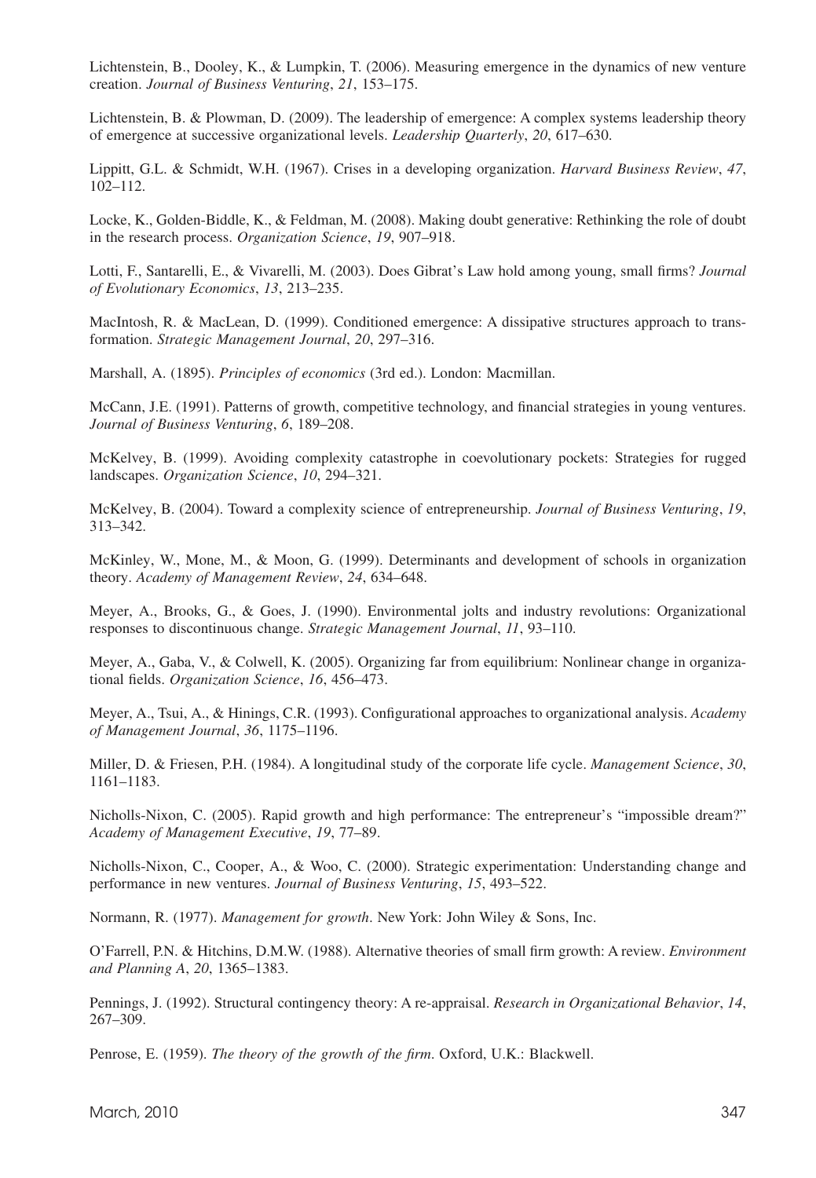Lichtenstein, B., Dooley, K., & Lumpkin, T. (2006). Measuring emergence in the dynamics of new venture creation. *Journal of Business Venturing*, *21*, 153–175.

Lichtenstein, B. & Plowman, D. (2009). The leadership of emergence: A complex systems leadership theory of emergence at successive organizational levels. *Leadership Quarterly*, *20*, 617–630.

Lippitt, G.L. & Schmidt, W.H. (1967). Crises in a developing organization. *Harvard Business Review*, *47*, 102–112.

Locke, K., Golden-Biddle, K., & Feldman, M. (2008). Making doubt generative: Rethinking the role of doubt in the research process. *Organization Science*, *19*, 907–918.

Lotti, F., Santarelli, E., & Vivarelli, M. (2003). Does Gibrat's Law hold among young, small firms? *Journal of Evolutionary Economics*, *13*, 213–235.

MacIntosh, R. & MacLean, D. (1999). Conditioned emergence: A dissipative structures approach to transformation. *Strategic Management Journal*, *20*, 297–316.

Marshall, A. (1895). *Principles of economics* (3rd ed.). London: Macmillan.

McCann, J.E. (1991). Patterns of growth, competitive technology, and financial strategies in young ventures. *Journal of Business Venturing*, *6*, 189–208.

McKelvey, B. (1999). Avoiding complexity catastrophe in coevolutionary pockets: Strategies for rugged landscapes. *Organization Science*, *10*, 294–321.

McKelvey, B. (2004). Toward a complexity science of entrepreneurship. *Journal of Business Venturing*, *19*, 313–342.

McKinley, W., Mone, M., & Moon, G. (1999). Determinants and development of schools in organization theory. *Academy of Management Review*, *24*, 634–648.

Meyer, A., Brooks, G., & Goes, J. (1990). Environmental jolts and industry revolutions: Organizational responses to discontinuous change. *Strategic Management Journal*, *11*, 93–110.

Meyer, A., Gaba, V., & Colwell, K. (2005). Organizing far from equilibrium: Nonlinear change in organizational fields. *Organization Science*, *16*, 456–473.

Meyer, A., Tsui, A., & Hinings, C.R. (1993). Configurational approaches to organizational analysis. *Academy of Management Journal*, *36*, 1175–1196.

Miller, D. & Friesen, P.H. (1984). A longitudinal study of the corporate life cycle. *Management Science*, *30*, 1161–1183.

Nicholls-Nixon, C. (2005). Rapid growth and high performance: The entrepreneur's "impossible dream?" *Academy of Management Executive*, *19*, 77–89.

Nicholls-Nixon, C., Cooper, A., & Woo, C. (2000). Strategic experimentation: Understanding change and performance in new ventures. *Journal of Business Venturing*, *15*, 493–522.

Normann, R. (1977). *Management for growth*. New York: John Wiley & Sons, Inc.

O'Farrell, P.N. & Hitchins, D.M.W. (1988). Alternative theories of small firm growth: A review. *Environment and Planning A*, *20*, 1365–1383.

Pennings, J. (1992). Structural contingency theory: A re-appraisal. *Research in Organizational Behavior*, *14*, 267–309.

Penrose, E. (1959). *The theory of the growth of the firm*. Oxford, U.K.: Blackwell.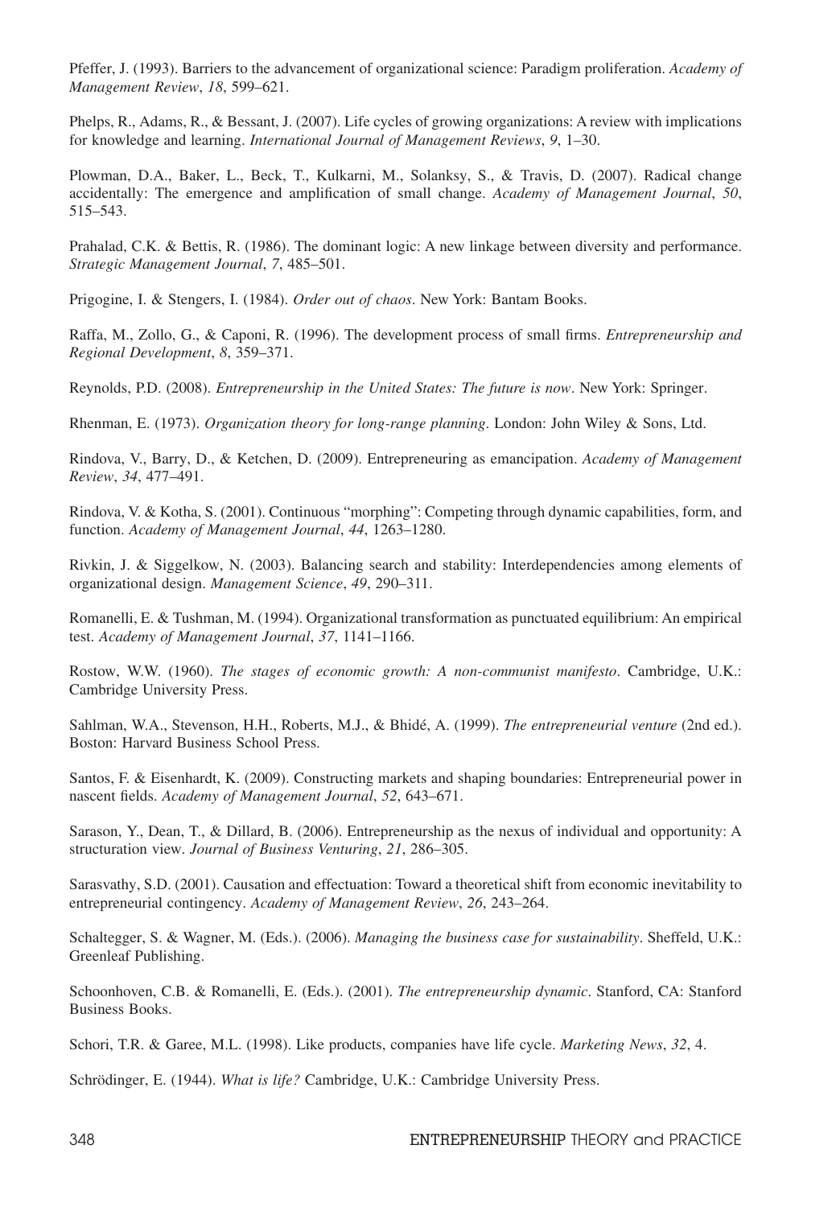Pfeffer, J. (1993). Barriers to the advancement of organizational science: Paradigm proliferation. *Academy of Management Review*, *18*, 599–621.

Phelps, R., Adams, R., & Bessant, J. (2007). Life cycles of growing organizations: A review with implications for knowledge and learning. *International Journal of Management Reviews*, *9*, 1–30.

Plowman, D.A., Baker, L., Beck, T., Kulkarni, M., Solanksy, S., & Travis, D. (2007). Radical change accidentally: The emergence and amplification of small change. *Academy of Management Journal*, *50*, 515–543.

Prahalad, C.K. & Bettis, R. (1986). The dominant logic: A new linkage between diversity and performance. *Strategic Management Journal*, *7*, 485–501.

Prigogine, I. & Stengers, I. (1984). *Order out of chaos*. New York: Bantam Books.

Raffa, M., Zollo, G., & Caponi, R. (1996). The development process of small firms. *Entrepreneurship and Regional Development*, *8*, 359–371.

Reynolds, P.D. (2008). *Entrepreneurship in the United States: The future is now*. New York: Springer.

Rhenman, E. (1973). *Organization theory for long-range planning*. London: John Wiley & Sons, Ltd.

Rindova, V., Barry, D., & Ketchen, D. (2009). Entrepreneuring as emancipation. *Academy of Management Review*, *34*, 477–491.

Rindova, V. & Kotha, S. (2001). Continuous "morphing": Competing through dynamic capabilities, form, and function. *Academy of Management Journal*, *44*, 1263–1280.

Rivkin, J. & Siggelkow, N. (2003). Balancing search and stability: Interdependencies among elements of organizational design. *Management Science*, *49*, 290–311.

Romanelli, E. & Tushman, M. (1994). Organizational transformation as punctuated equilibrium: An empirical test. *Academy of Management Journal*, *37*, 1141–1166.

Rostow, W.W. (1960). *The stages of economic growth: A non-communist manifesto*. Cambridge, U.K.: Cambridge University Press.

Sahlman, W.A., Stevenson, H.H., Roberts, M.J., & Bhidé, A. (1999). *The entrepreneurial venture* (2nd ed.). Boston: Harvard Business School Press.

Santos, F. & Eisenhardt, K. (2009). Constructing markets and shaping boundaries: Entrepreneurial power in nascent fields. *Academy of Management Journal*, *52*, 643–671.

Sarason, Y., Dean, T., & Dillard, B. (2006). Entrepreneurship as the nexus of individual and opportunity: A structuration view. *Journal of Business Venturing*, *21*, 286–305.

Sarasvathy, S.D. (2001). Causation and effectuation: Toward a theoretical shift from economic inevitability to entrepreneurial contingency. *Academy of Management Review*, *26*, 243–264.

Schaltegger, S. & Wagner, M. (Eds.). (2006). *Managing the business case for sustainability*. Sheffeld, U.K.: Greenleaf Publishing.

Schoonhoven, C.B. & Romanelli, E. (Eds.). (2001). *The entrepreneurship dynamic*. Stanford, CA: Stanford Business Books.

Schori, T.R. & Garee, M.L. (1998). Like products, companies have life cycle. *Marketing News*, *32*, 4.

Schrödinger, E. (1944). *What is life?* Cambridge, U.K.: Cambridge University Press.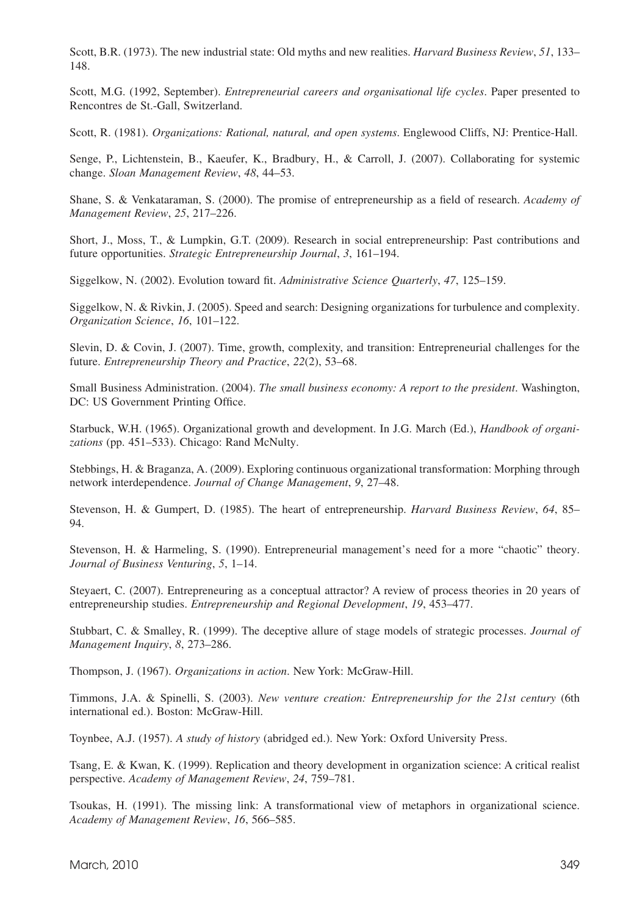Scott, B.R. (1973). The new industrial state: Old myths and new realities. *Harvard Business Review*, *51*, 133–148.

Scott, M.G. (1992, September). *Entrepreneurial careers and organisational life cycles*. Paper presented to Rencontres de St.-Gall, Switzerland.

Scott, R. (1981). *Organizations: Rational, natural, and open systems*. Englewood Cliffs, NJ: Prentice-Hall.

Senge, P., Lichtenstein, B., Kaeufer, K., Bradbury, H., & Carroll, J. (2007). Collaborating for systemic change. *Sloan Management Review*, *48*, 44–53.

Shane, S. & Venkataraman, S. (2000). The promise of entrepreneurship as a field of research. *Academy of Management Review*, *25*, 217–226.

Short, J., Moss, T., & Lumpkin, G.T. (2009). Research in social entrepreneurship: Past contributions and future opportunities. *Strategic Entrepreneurship Journal*, *3*, 161–194.

Siggelkow, N. (2002). Evolution toward fit. *Administrative Science Quarterly*, *47*, 125–159.

Siggelkow, N. & Rivkin, J. (2005). Speed and search: Designing organizations for turbulence and complexity. *Organization Science*, *16*, 101–122.

Slevin, D. & Covin, J. (2007). Time, growth, complexity, and transition: Entrepreneurial challenges for the future. *Entrepreneurship Theory and Practice*, *22*(2), 53–68.

Small Business Administration. (2004). *The small business economy: A report to the president*. Washington, DC: US Government Printing Office.

Starbuck, W.H. (1965). Organizational growth and development. In J.G. March (Ed.), *Handbook of organizations* (pp. 451–533). Chicago: Rand McNulty.

Stebbings, H. & Braganza, A. (2009). Exploring continuous organizational transformation: Morphing through network interdependence. *Journal of Change Management*, *9*, 27–48.

Stevenson, H. & Gumpert, D. (1985). The heart of entrepreneurship. *Harvard Business Review*, *64*, 85–94.

Stevenson, H. & Harmeling, S. (1990). Entrepreneurial management's need for a more "chaotic" theory. *Journal of Business Venturing*, *5*, 1–14.

Steyaert, C. (2007). Entrepreneuring as a conceptual attractor? A review of process theories in 20 years of entrepreneurship studies. *Entrepreneurship and Regional Development*, *19*, 453–477.

Stubbart, C. & Smalley, R. (1999). The deceptive allure of stage models of strategic processes. *Journal of Management Inquiry*, *8*, 273–286.

Thompson, J. (1967). *Organizations in action*. New York: McGraw-Hill.

Timmons, J.A. & Spinelli, S. (2003). *New venture creation: Entrepreneurship for the 21st century* (6th international ed.). Boston: McGraw-Hill.

Toynbee, A.J. (1957). *A study of history* (abridged ed.). New York: Oxford University Press.

Tsang, E. & Kwan, K. (1999). Replication and theory development in organization science: A critical realist perspective. *Academy of Management Review*, *24*, 759–781.

Tsoukas, H. (1991). The missing link: A transformational view of metaphors in organizational science. *Academy of Management Review*, *16*, 566–585.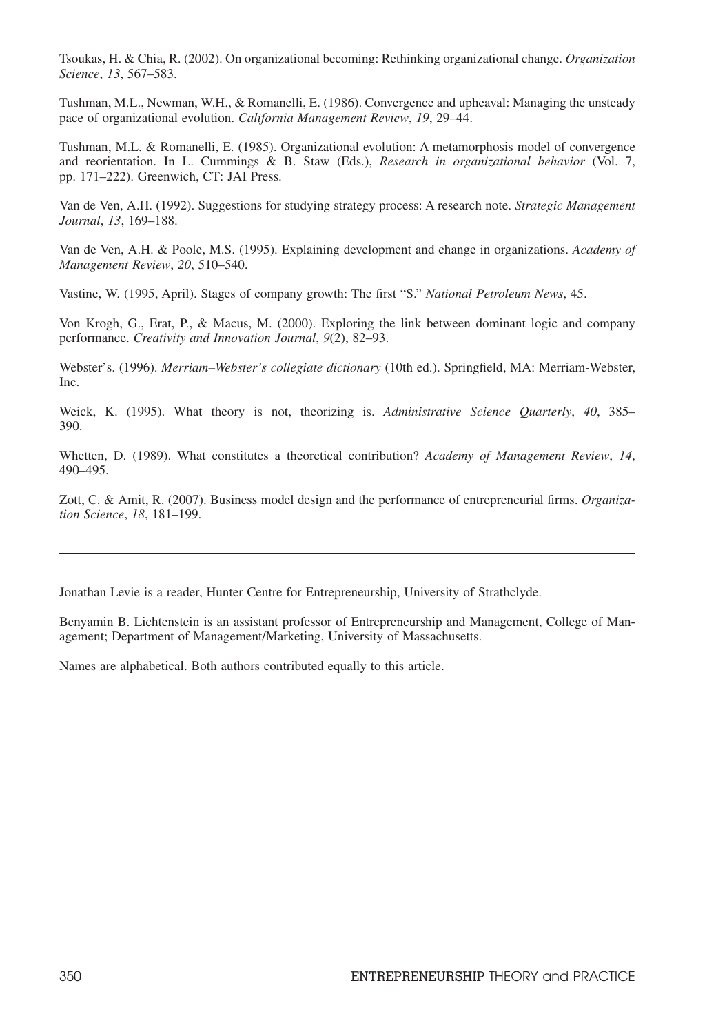Tsoukas, H. & Chia, R. (2002). On organizational becoming: Rethinking organizational change. *Organization Science*, *13*, 567–583.

Tushman, M.L., Newman, W.H., & Romanelli, E. (1986). Convergence and upheaval: Managing the unsteady pace of organizational evolution. *California Management Review*, *19*, 29–44.

Tushman, M.L. & Romanelli, E. (1985). Organizational evolution: A metamorphosis model of convergence and reorientation. In L. Cummings & B. Staw (Eds.), *Research in organizational behavior* (Vol. 7, pp. 171–222). Greenwich, CT: JAI Press.

Van de Ven, A.H. (1992). Suggestions for studying strategy process: A research note. *Strategic Management Journal*, *13*, 169–188.

Van de Ven, A.H. & Poole, M.S. (1995). Explaining development and change in organizations. *Academy of Management Review*, *20*, 510–540.

Vastine, W. (1995, April). Stages of company growth: The first "S." *National Petroleum News*, 45.

Von Krogh, G., Erat, P., & Macus, M. (2000). Exploring the link between dominant logic and company performance. *Creativity and Innovation Journal*, *9*(2), 82–93.

Webster's. (1996). *Merriam–Webster's collegiate dictionary* (10th ed.). Springfield, MA: Merriam-Webster, Inc.

Weick, K. (1995). What theory is not, theorizing is. *Administrative Science Quarterly*, *40*, 385–390.

Whetten, D. (1989). What constitutes a theoretical contribution? *Academy of Management Review*, *14*, 490–495.

Zott, C. & Amit, R. (2007). Business model design and the performance of entrepreneurial firms. *Organization Science*, *18*, 181–199.

---

Jonathan Levie is a reader, Hunter Centre for Entrepreneurship, University of Strathclyde.

Benyamin B. Lichtenstein is an assistant professor of Entrepreneurship and Management, College of Management; Department of Management/Marketing, University of Massachusetts.

Names are alphabetical. Both authors contributed equally to this article.